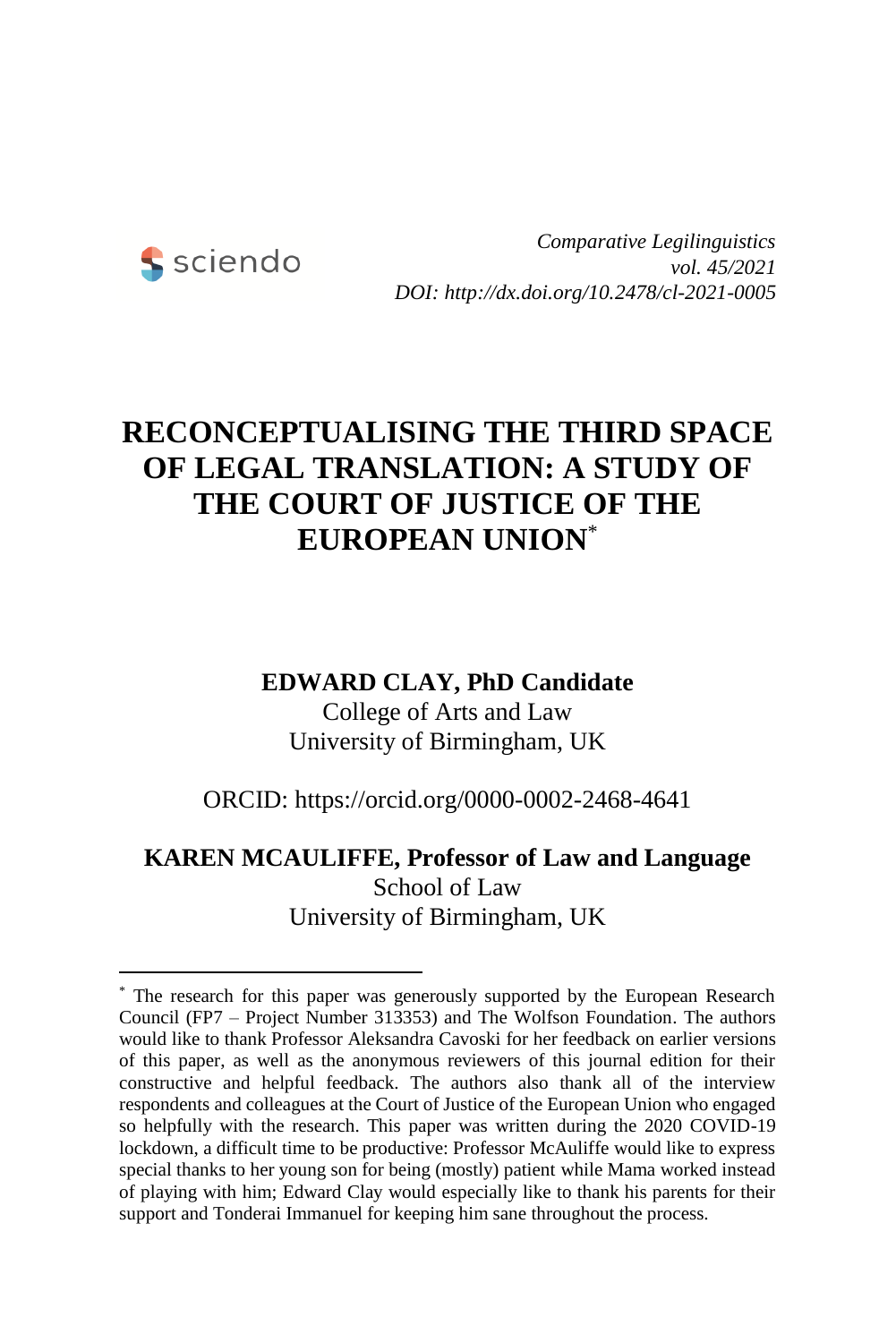*Comparative Legilinguistics*
*vol. 45/2021*
*DOI: http://dx.doi.org/10.2478/cl-2021-0005*

# RECONCEPTUALISING THE THIRD SPACE OF LEGAL TRANSLATION: A STUDY OF THE COURT OF JUSTICE OF THE EUROPEAN UNION[*]

**EDWARD CLAY, PhD Candidate**
College of Arts and Law
University of Birmingham, UK

ORCID: https://orcid.org/0000-0002-2468-4641

**KAREN MCAULIFFE, Professor of Law and Language**
School of Law
University of Birmingham, UK

[*] The research for this paper was generously supported by the European Research Council (FP7 – Project Number 313353) and The Wolfson Foundation. The authors would like to thank Professor Aleksandra Cavoski for her feedback on earlier versions of this paper, as well as the anonymous reviewers of this journal edition for their constructive and helpful feedback. The authors also thank all of the interview respondents and colleagues at the Court of Justice of the European Union who engaged so helpfully with the research. This paper was written during the 2020 COVID-19 lockdown, a difficult time to be productive: Professor McAuliffe would like to express special thanks to her young son for being (mostly) patient while Mama worked instead of playing with him; Edward Clay would especially like to thank his parents for their support and Tonderai Immanuel for keeping him sane throughout the process.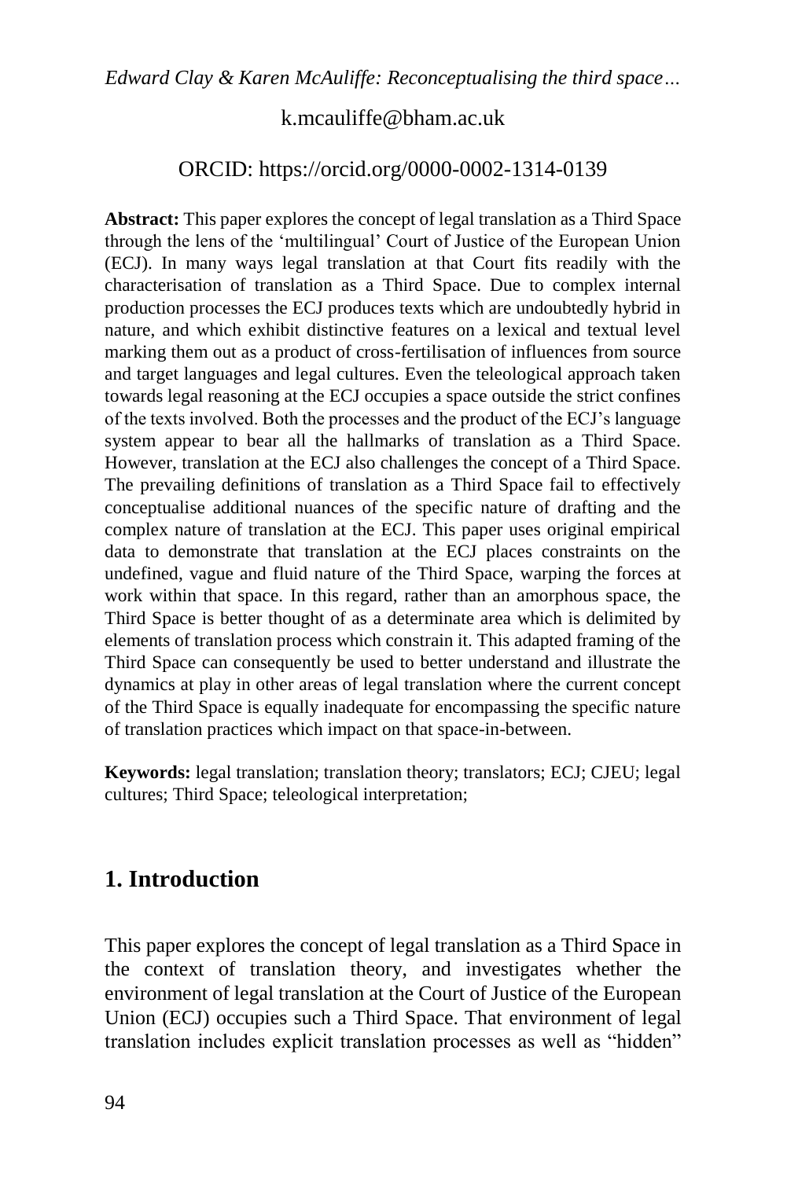k.mcauliffe@bham.ac.uk

ORCID: https://orcid.org/0000-0002-1314-0139

**Abstract:** This paper explores the concept of legal translation as a Third Space through the lens of the 'multilingual' Court of Justice of the European Union (ECJ). In many ways legal translation at that Court fits readily with the characterisation of translation as a Third Space. Due to complex internal production processes the ECJ produces texts which are undoubtedly hybrid in nature, and which exhibit distinctive features on a lexical and textual level marking them out as a product of cross-fertilisation of influences from source and target languages and legal cultures. Even the teleological approach taken towards legal reasoning at the ECJ occupies a space outside the strict confines of the texts involved. Both the processes and the product of the ECJ's language system appear to bear all the hallmarks of translation as a Third Space. However, translation at the ECJ also challenges the concept of a Third Space. The prevailing definitions of translation as a Third Space fail to effectively conceptualise additional nuances of the specific nature of drafting and the complex nature of translation at the ECJ. This paper uses original empirical data to demonstrate that translation at the ECJ places constraints on the undefined, vague and fluid nature of the Third Space, warping the forces at work within that space. In this regard, rather than an amorphous space, the Third Space is better thought of as a determinate area which is delimited by elements of translation process which constrain it. This adapted framing of the Third Space can consequently be used to better understand and illustrate the dynamics at play in other areas of legal translation where the current concept of the Third Space is equally inadequate for encompassing the specific nature of translation practices which impact on that space-in-between.

**Keywords:** legal translation; translation theory; translators; ECJ; CJEU; legal cultures; Third Space; teleological interpretation;

## 1. Introduction

This paper explores the concept of legal translation as a Third Space in the context of translation theory, and investigates whether the environment of legal translation at the Court of Justice of the European Union (ECJ) occupies such a Third Space. That environment of legal translation includes explicit translation processes as well as "hidden"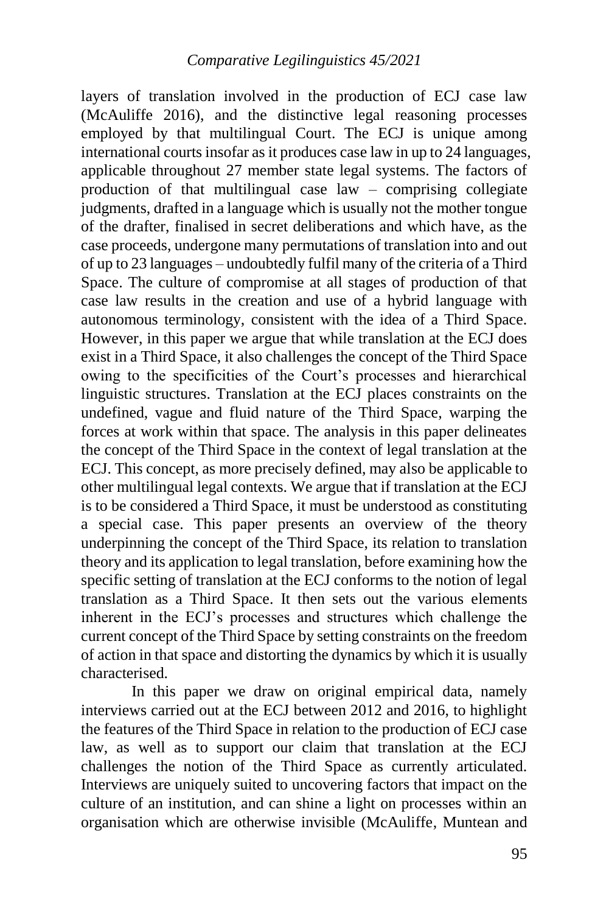layers of translation involved in the production of ECJ case law (McAuliffe 2016), and the distinctive legal reasoning processes employed by that multilingual Court. The ECJ is unique among international courts insofar as it produces case law in up to 24 languages, applicable throughout 27 member state legal systems. The factors of production of that multilingual case law – comprising collegiate judgments, drafted in a language which is usually not the mother tongue of the drafter, finalised in secret deliberations and which have, as the case proceeds, undergone many permutations of translation into and out of up to 23 languages – undoubtedly fulfil many of the criteria of a Third Space. The culture of compromise at all stages of production of that case law results in the creation and use of a hybrid language with autonomous terminology, consistent with the idea of a Third Space. However, in this paper we argue that while translation at the ECJ does exist in a Third Space, it also challenges the concept of the Third Space owing to the specificities of the Court's processes and hierarchical linguistic structures. Translation at the ECJ places constraints on the undefined, vague and fluid nature of the Third Space, warping the forces at work within that space. The analysis in this paper delineates the concept of the Third Space in the context of legal translation at the ECJ. This concept, as more precisely defined, may also be applicable to other multilingual legal contexts. We argue that if translation at the ECJ is to be considered a Third Space, it must be understood as constituting a special case. This paper presents an overview of the theory underpinning the concept of the Third Space, its relation to translation theory and its application to legal translation, before examining how the specific setting of translation at the ECJ conforms to the notion of legal translation as a Third Space. It then sets out the various elements inherent in the ECJ's processes and structures which challenge the current concept of the Third Space by setting constraints on the freedom of action in that space and distorting the dynamics by which it is usually characterised.

In this paper we draw on original empirical data, namely interviews carried out at the ECJ between 2012 and 2016, to highlight the features of the Third Space in relation to the production of ECJ case law, as well as to support our claim that translation at the ECJ challenges the notion of the Third Space as currently articulated. Interviews are uniquely suited to uncovering factors that impact on the culture of an institution, and can shine a light on processes within an organisation which are otherwise invisible (McAuliffe, Muntean and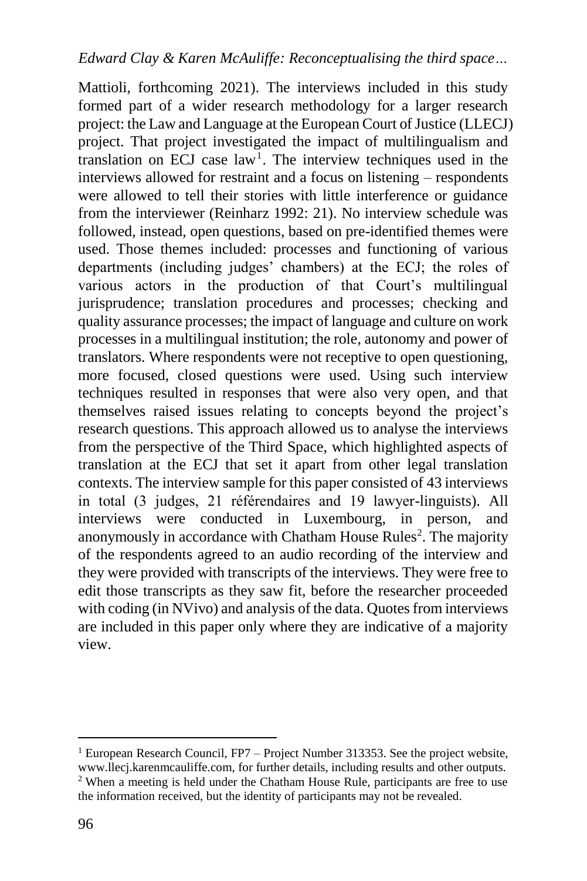Mattioli, forthcoming 2021). The interviews included in this study formed part of a wider research methodology for a larger research project: the Law and Language at the European Court of Justice (LLECJ) project. That project investigated the impact of multilingualism and translation on ECJ case law[1]. The interview techniques used in the interviews allowed for restraint and a focus on listening – respondents were allowed to tell their stories with little interference or guidance from the interviewer (Reinharz 1992: 21). No interview schedule was followed, instead, open questions, based on pre-identified themes were used. Those themes included: processes and functioning of various departments (including judges' chambers) at the ECJ; the roles of various actors in the production of that Court's multilingual jurisprudence; translation procedures and processes; checking and quality assurance processes; the impact of language and culture on work processes in a multilingual institution; the role, autonomy and power of translators. Where respondents were not receptive to open questioning, more focused, closed questions were used. Using such interview techniques resulted in responses that were also very open, and that themselves raised issues relating to concepts beyond the project's research questions. This approach allowed us to analyse the interviews from the perspective of the Third Space, which highlighted aspects of translation at the ECJ that set it apart from other legal translation contexts. The interview sample for this paper consisted of 43 interviews in total (3 judges, 21 référendaires and 19 lawyer-linguists). All interviews were conducted in Luxembourg, in person, and anonymously in accordance with Chatham House Rules[2]. The majority of the respondents agreed to an audio recording of the interview and they were provided with transcripts of the interviews. They were free to edit those transcripts as they saw fit, before the researcher proceeded with coding (in NVivo) and analysis of the data. Quotes from interviews are included in this paper only where they are indicative of a majority view.

---

[1] European Research Council, FP7 – Project Number 313353. See the project website, www.llecj.karenmcauliffe.com, for further details, including results and other outputs.

[2] When a meeting is held under the Chatham House Rule, participants are free to use the information received, but the identity of participants may not be revealed.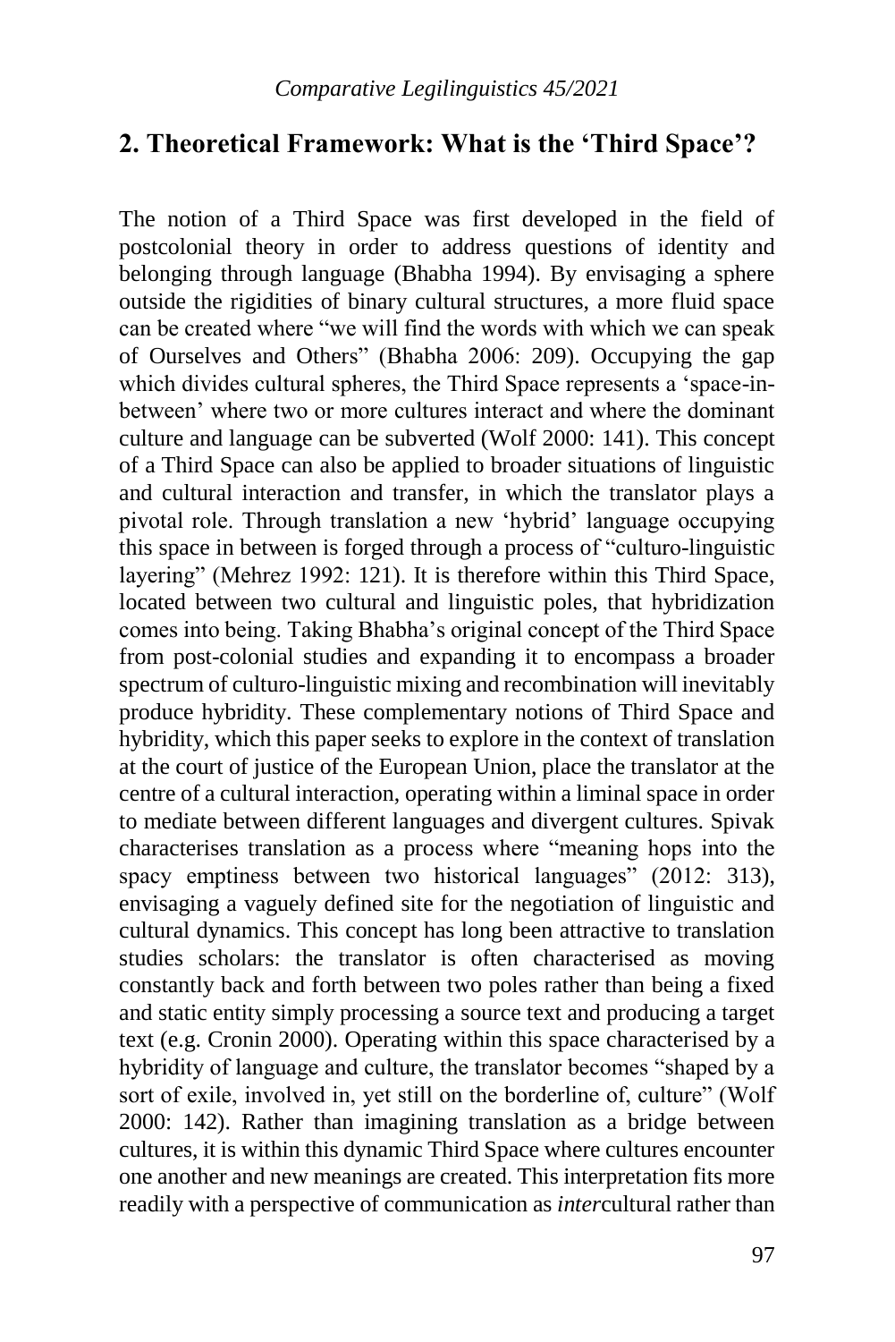## 2. Theoretical Framework: What is the 'Third Space'?

The notion of a Third Space was first developed in the field of postcolonial theory in order to address questions of identity and belonging through language (Bhabha 1994). By envisaging a sphere outside the rigidities of binary cultural structures, a more fluid space can be created where "we will find the words with which we can speak of Ourselves and Others" (Bhabha 2006: 209). Occupying the gap which divides cultural spheres, the Third Space represents a 'space-in-between' where two or more cultures interact and where the dominant culture and language can be subverted (Wolf 2000: 141). This concept of a Third Space can also be applied to broader situations of linguistic and cultural interaction and transfer, in which the translator plays a pivotal role. Through translation a new 'hybrid' language occupying this space in between is forged through a process of "culturo-linguistic layering" (Mehrez 1992: 121). It is therefore within this Third Space, located between two cultural and linguistic poles, that hybridization comes into being. Taking Bhabha's original concept of the Third Space from post-colonial studies and expanding it to encompass a broader spectrum of culturo-linguistic mixing and recombination will inevitably produce hybridity. These complementary notions of Third Space and hybridity, which this paper seeks to explore in the context of translation at the court of justice of the European Union, place the translator at the centre of a cultural interaction, operating within a liminal space in order to mediate between different languages and divergent cultures. Spivak characterises translation as a process where "meaning hops into the spacy emptiness between two historical languages" (2012: 313), envisaging a vaguely defined site for the negotiation of linguistic and cultural dynamics. This concept has long been attractive to translation studies scholars: the translator is often characterised as moving constantly back and forth between two poles rather than being a fixed and static entity simply processing a source text and producing a target text (e.g. Cronin 2000). Operating within this space characterised by a hybridity of language and culture, the translator becomes "shaped by a sort of exile, involved in, yet still on the borderline of, culture" (Wolf 2000: 142). Rather than imagining translation as a bridge between cultures, it is within this dynamic Third Space where cultures encounter one another and new meanings are created. This interpretation fits more readily with a perspective of communication as *inter*cultural rather than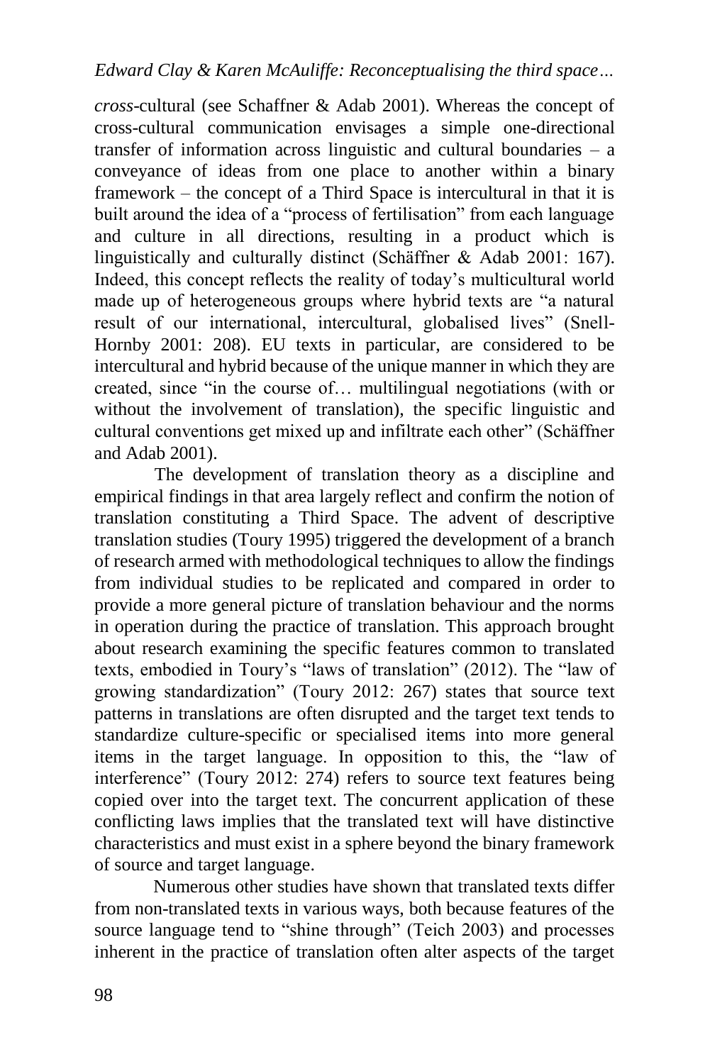*cross*-cultural (see Schaffner & Adab 2001). Whereas the concept of cross-cultural communication envisages a simple one-directional transfer of information across linguistic and cultural boundaries – a conveyance of ideas from one place to another within a binary framework – the concept of a Third Space is intercultural in that it is built around the idea of a "process of fertilisation" from each language and culture in all directions, resulting in a product which is linguistically and culturally distinct (Schäffner & Adab 2001: 167). Indeed, this concept reflects the reality of today's multicultural world made up of heterogeneous groups where hybrid texts are "a natural result of our international, intercultural, globalised lives" (Snell-Hornby 2001: 208). EU texts in particular, are considered to be intercultural and hybrid because of the unique manner in which they are created, since "in the course of… multilingual negotiations (with or without the involvement of translation), the specific linguistic and cultural conventions get mixed up and infiltrate each other" (Schäffner and Adab 2001).

The development of translation theory as a discipline and empirical findings in that area largely reflect and confirm the notion of translation constituting a Third Space. The advent of descriptive translation studies (Toury 1995) triggered the development of a branch of research armed with methodological techniques to allow the findings from individual studies to be replicated and compared in order to provide a more general picture of translation behaviour and the norms in operation during the practice of translation. This approach brought about research examining the specific features common to translated texts, embodied in Toury's "laws of translation" (2012). The "law of growing standardization" (Toury 2012: 267) states that source text patterns in translations are often disrupted and the target text tends to standardize culture-specific or specialised items into more general items in the target language. In opposition to this, the "law of interference" (Toury 2012: 274) refers to source text features being copied over into the target text. The concurrent application of these conflicting laws implies that the translated text will have distinctive characteristics and must exist in a sphere beyond the binary framework of source and target language.

Numerous other studies have shown that translated texts differ from non-translated texts in various ways, both because features of the source language tend to "shine through" (Teich 2003) and processes inherent in the practice of translation often alter aspects of the target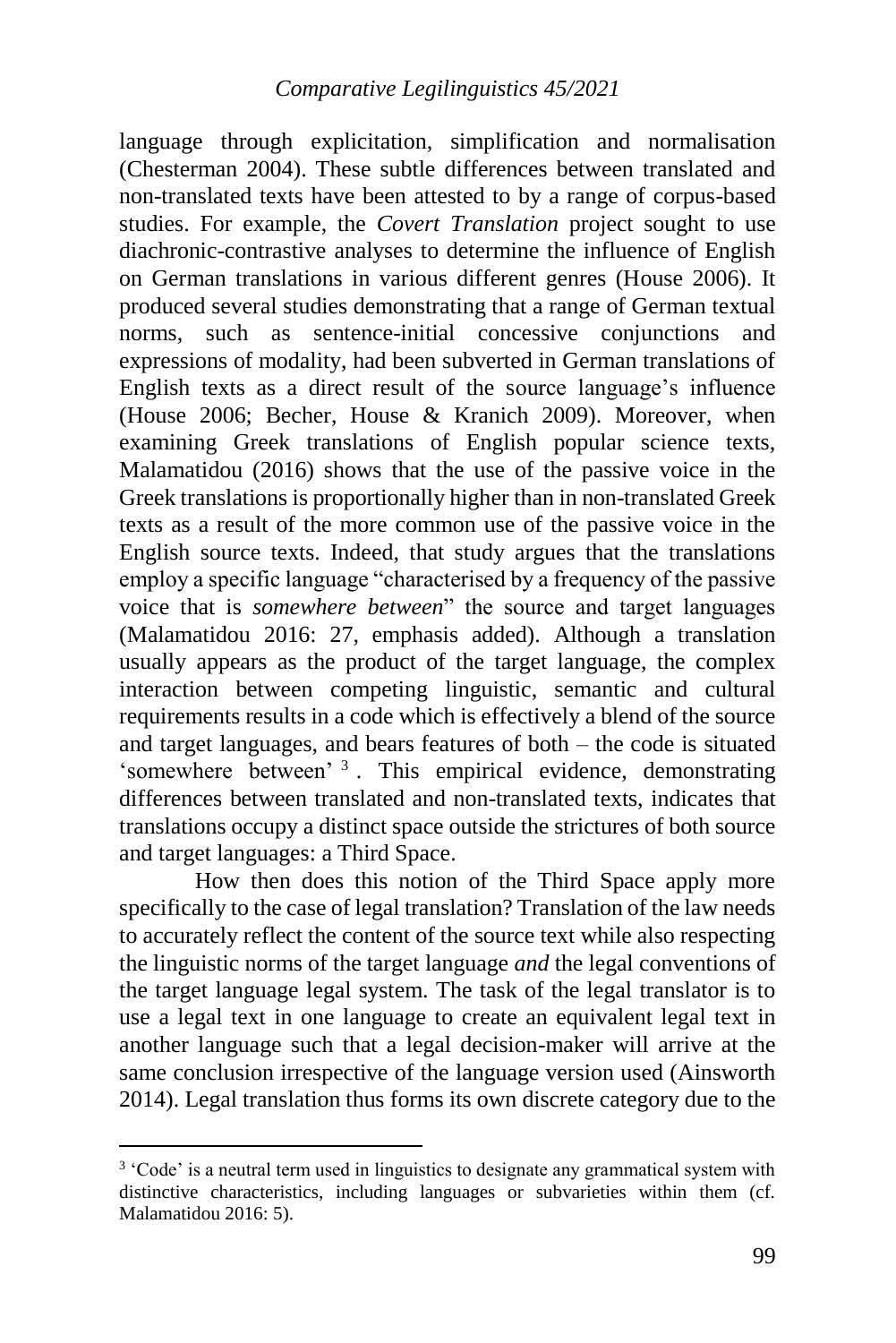language through explicitation, simplification and normalisation (Chesterman 2004). These subtle differences between translated and non-translated texts have been attested to by a range of corpus-based studies. For example, the *Covert Translation* project sought to use diachronic-contrastive analyses to determine the influence of English on German translations in various different genres (House 2006). It produced several studies demonstrating that a range of German textual norms, such as sentence-initial concessive conjunctions and expressions of modality, had been subverted in German translations of English texts as a direct result of the source language's influence (House 2006; Becher, House & Kranich 2009). Moreover, when examining Greek translations of English popular science texts, Malamatidou (2016) shows that the use of the passive voice in the Greek translations is proportionally higher than in non-translated Greek texts as a result of the more common use of the passive voice in the English source texts. Indeed, that study argues that the translations employ a specific language "characterised by a frequency of the passive voice that is *somewhere between*" the source and target languages (Malamatidou 2016: 27, emphasis added). Although a translation usually appears as the product of the target language, the complex interaction between competing linguistic, semantic and cultural requirements results in a code which is effectively a blend of the source and target languages, and bears features of both – the code is situated 'somewhere between' [3]. This empirical evidence, demonstrating differences between translated and non-translated texts, indicates that translations occupy a distinct space outside the strictures of both source and target languages: a Third Space.

How then does this notion of the Third Space apply more specifically to the case of legal translation? Translation of the law needs to accurately reflect the content of the source text while also respecting the linguistic norms of the target language *and* the legal conventions of the target language legal system. The task of the legal translator is to use a legal text in one language to create an equivalent legal text in another language such that a legal decision-maker will arrive at the same conclusion irrespective of the language version used (Ainsworth 2014). Legal translation thus forms its own discrete category due to the

---

[3] 'Code' is a neutral term used in linguistics to designate any grammatical system with distinctive characteristics, including languages or subvarieties within them (cf. Malamatidou 2016: 5).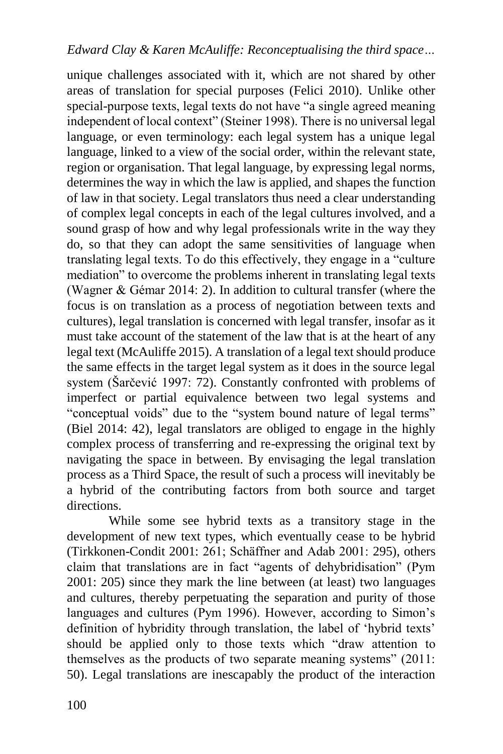unique challenges associated with it, which are not shared by other areas of translation for special purposes (Felici 2010). Unlike other special-purpose texts, legal texts do not have "a single agreed meaning independent of local context" (Steiner 1998). There is no universal legal language, or even terminology: each legal system has a unique legal language, linked to a view of the social order, within the relevant state, region or organisation. That legal language, by expressing legal norms, determines the way in which the law is applied, and shapes the function of law in that society. Legal translators thus need a clear understanding of complex legal concepts in each of the legal cultures involved, and a sound grasp of how and why legal professionals write in the way they do, so that they can adopt the same sensitivities of language when translating legal texts. To do this effectively, they engage in a "culture mediation" to overcome the problems inherent in translating legal texts (Wagner & Gémar 2014: 2). In addition to cultural transfer (where the focus is on translation as a process of negotiation between texts and cultures), legal translation is concerned with legal transfer, insofar as it must take account of the statement of the law that is at the heart of any legal text (McAuliffe 2015). A translation of a legal text should produce the same effects in the target legal system as it does in the source legal system (Šarčević 1997: 72). Constantly confronted with problems of imperfect or partial equivalence between two legal systems and "conceptual voids" due to the "system bound nature of legal terms" (Biel 2014: 42), legal translators are obliged to engage in the highly complex process of transferring and re-expressing the original text by navigating the space in between. By envisaging the legal translation process as a Third Space, the result of such a process will inevitably be a hybrid of the contributing factors from both source and target directions.

While some see hybrid texts as a transitory stage in the development of new text types, which eventually cease to be hybrid (Tirkkonen-Condit 2001: 261; Schäffner and Adab 2001: 295), others claim that translations are in fact "agents of dehybridisation" (Pym 2001: 205) since they mark the line between (at least) two languages and cultures, thereby perpetuating the separation and purity of those languages and cultures (Pym 1996). However, according to Simon's definition of hybridity through translation, the label of 'hybrid texts' should be applied only to those texts which "draw attention to themselves as the products of two separate meaning systems" (2011: 50). Legal translations are inescapably the product of the interaction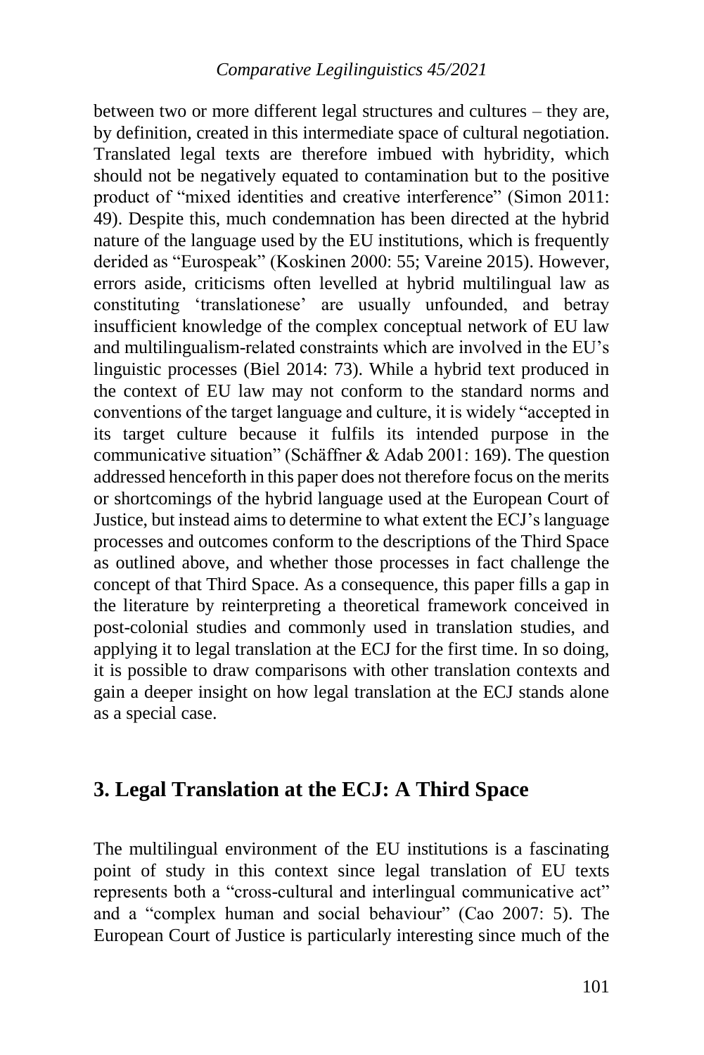between two or more different legal structures and cultures – they are, by definition, created in this intermediate space of cultural negotiation. Translated legal texts are therefore imbued with hybridity, which should not be negatively equated to contamination but to the positive product of "mixed identities and creative interference" (Simon 2011: 49). Despite this, much condemnation has been directed at the hybrid nature of the language used by the EU institutions, which is frequently derided as "Eurospeak" (Koskinen 2000: 55; Vareine 2015). However, errors aside, criticisms often levelled at hybrid multilingual law as constituting 'translationese' are usually unfounded, and betray insufficient knowledge of the complex conceptual network of EU law and multilingualism-related constraints which are involved in the EU's linguistic processes (Biel 2014: 73). While a hybrid text produced in the context of EU law may not conform to the standard norms and conventions of the target language and culture, it is widely "accepted in its target culture because it fulfils its intended purpose in the communicative situation" (Schäffner & Adab 2001: 169). The question addressed henceforth in this paper does not therefore focus on the merits or shortcomings of the hybrid language used at the European Court of Justice, but instead aims to determine to what extent the ECJ's language processes and outcomes conform to the descriptions of the Third Space as outlined above, and whether those processes in fact challenge the concept of that Third Space. As a consequence, this paper fills a gap in the literature by reinterpreting a theoretical framework conceived in post-colonial studies and commonly used in translation studies, and applying it to legal translation at the ECJ for the first time. In so doing, it is possible to draw comparisons with other translation contexts and gain a deeper insight on how legal translation at the ECJ stands alone as a special case.

## 3. Legal Translation at the ECJ: A Third Space

The multilingual environment of the EU institutions is a fascinating point of study in this context since legal translation of EU texts represents both a "cross-cultural and interlingual communicative act" and a "complex human and social behaviour" (Cao 2007: 5). The European Court of Justice is particularly interesting since much of the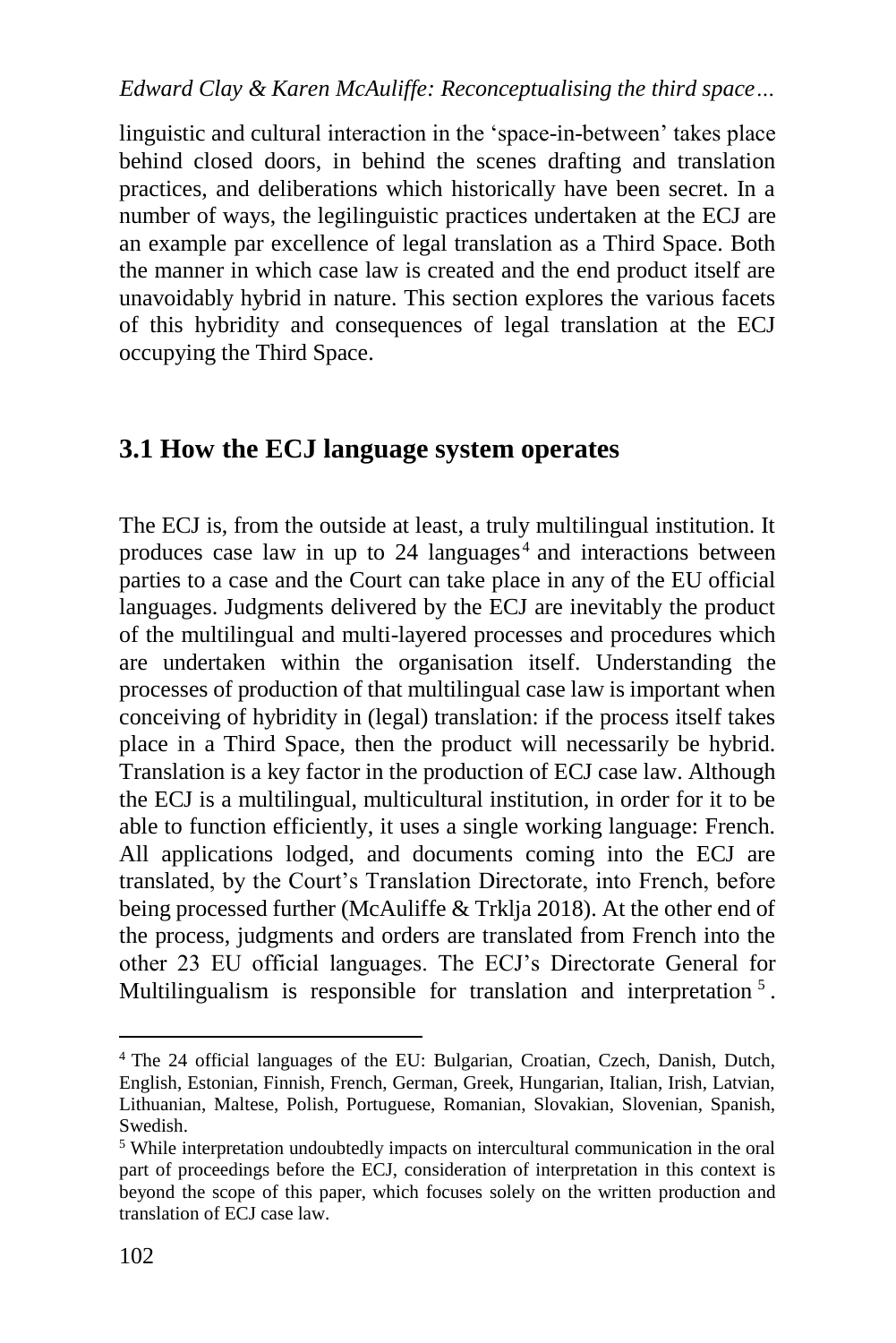linguistic and cultural interaction in the 'space-in-between' takes place behind closed doors, in behind the scenes drafting and translation practices, and deliberations which historically have been secret. In a number of ways, the legilinguistic practices undertaken at the ECJ are an example par excellence of legal translation as a Third Space. Both the manner in which case law is created and the end product itself are unavoidably hybrid in nature. This section explores the various facets of this hybridity and consequences of legal translation at the ECJ occupying the Third Space.

## 3.1 How the ECJ language system operates

The ECJ is, from the outside at least, a truly multilingual institution. It produces case law in up to 24 languages[4] and interactions between parties to a case and the Court can take place in any of the EU official languages. Judgments delivered by the ECJ are inevitably the product of the multilingual and multi-layered processes and procedures which are undertaken within the organisation itself. Understanding the processes of production of that multilingual case law is important when conceiving of hybridity in (legal) translation: if the process itself takes place in a Third Space, then the product will necessarily be hybrid. Translation is a key factor in the production of ECJ case law. Although the ECJ is a multilingual, multicultural institution, in order for it to be able to function efficiently, it uses a single working language: French. All applications lodged, and documents coming into the ECJ are translated, by the Court's Translation Directorate, into French, before being processed further (McAuliffe & Trklja 2018). At the other end of the process, judgments and orders are translated from French into the other 23 EU official languages. The ECJ's Directorate General for Multilingualism is responsible for translation and interpretation[5].

[4] The 24 official languages of the EU: Bulgarian, Croatian, Czech, Danish, Dutch, English, Estonian, Finnish, French, German, Greek, Hungarian, Italian, Irish, Latvian, Lithuanian, Maltese, Polish, Portuguese, Romanian, Slovakian, Slovenian, Spanish, Swedish.

[5] While interpretation undoubtedly impacts on intercultural communication in the oral part of proceedings before the ECJ, consideration of interpretation in this context is beyond the scope of this paper, which focuses solely on the written production and translation of ECJ case law.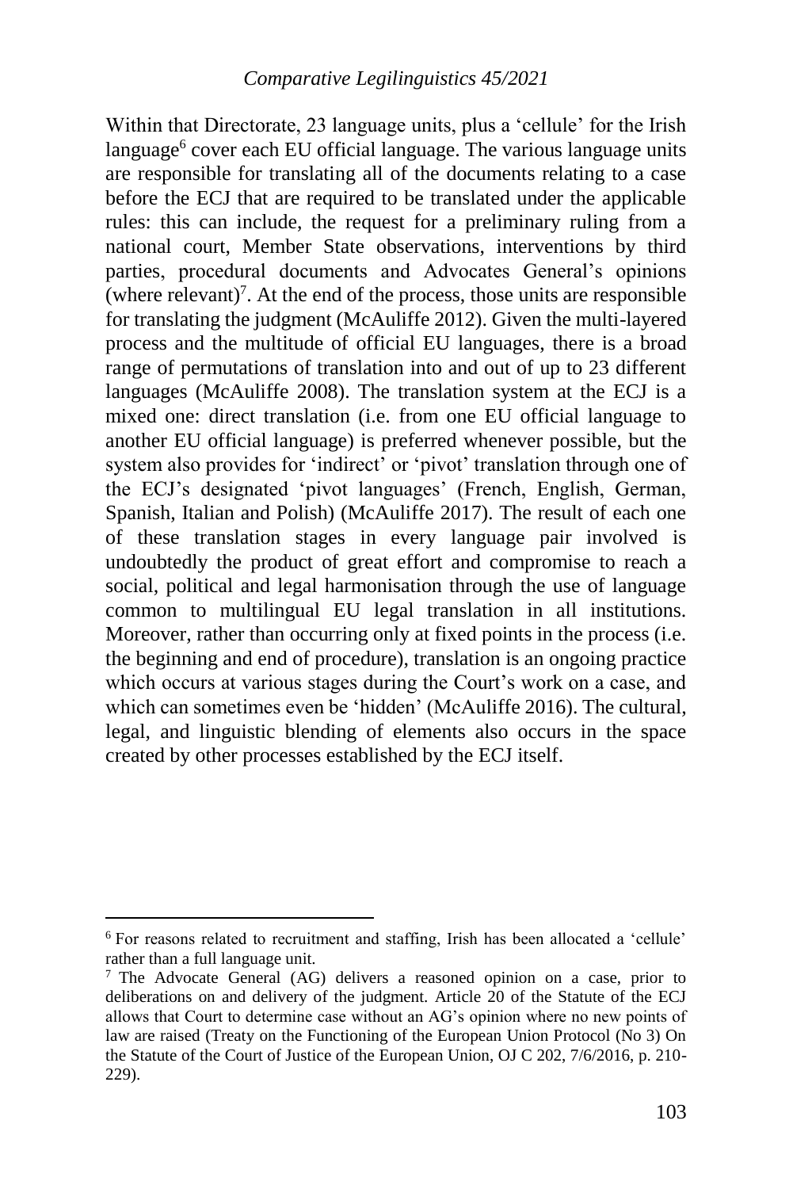Within that Directorate, 23 language units, plus a 'cellule' for the Irish language[6] cover each EU official language. The various language units are responsible for translating all of the documents relating to a case before the ECJ that are required to be translated under the applicable rules: this can include, the request for a preliminary ruling from a national court, Member State observations, interventions by third parties, procedural documents and Advocates General's opinions (where relevant)[7]. At the end of the process, those units are responsible for translating the judgment (McAuliffe 2012). Given the multi-layered process and the multitude of official EU languages, there is a broad range of permutations of translation into and out of up to 23 different languages (McAuliffe 2008). The translation system at the ECJ is a mixed one: direct translation (i.e. from one EU official language to another EU official language) is preferred whenever possible, but the system also provides for 'indirect' or 'pivot' translation through one of the ECJ's designated 'pivot languages' (French, English, German, Spanish, Italian and Polish) (McAuliffe 2017). The result of each one of these translation stages in every language pair involved is undoubtedly the product of great effort and compromise to reach a social, political and legal harmonisation through the use of language common to multilingual EU legal translation in all institutions. Moreover, rather than occurring only at fixed points in the process (i.e. the beginning and end of procedure), translation is an ongoing practice which occurs at various stages during the Court's work on a case, and which can sometimes even be 'hidden' (McAuliffe 2016). The cultural, legal, and linguistic blending of elements also occurs in the space created by other processes established by the ECJ itself.

---

[6] For reasons related to recruitment and staffing, Irish has been allocated a 'cellule' rather than a full language unit.

[7] The Advocate General (AG) delivers a reasoned opinion on a case, prior to deliberations on and delivery of the judgment. Article 20 of the Statute of the ECJ allows that Court to determine case without an AG's opinion where no new points of law are raised (Treaty on the Functioning of the European Union Protocol (No 3) On the Statute of the Court of Justice of the European Union, OJ C 202, 7/6/2016, p. 210-229).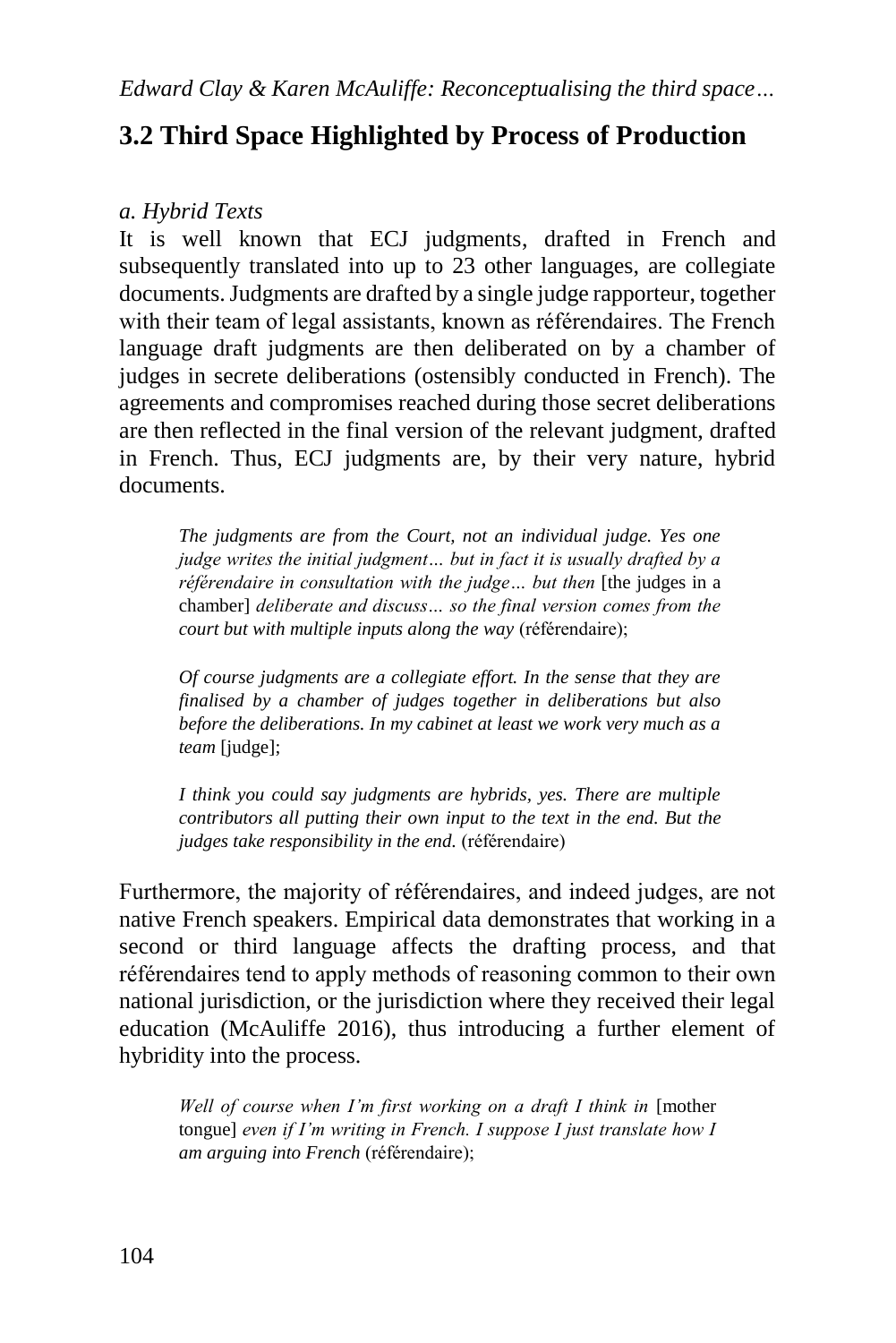## 3.2 Third Space Highlighted by Process of Production

*a. Hybrid Texts*

It is well known that ECJ judgments, drafted in French and subsequently translated into up to 23 other languages, are collegiate documents. Judgments are drafted by a single judge rapporteur, together with their team of legal assistants, known as référendaires. The French language draft judgments are then deliberated on by a chamber of judges in secrete deliberations (ostensibly conducted in French). The agreements and compromises reached during those secret deliberations are then reflected in the final version of the relevant judgment, drafted in French. Thus, ECJ judgments are, by their very nature, hybrid documents.

> *The judgments are from the Court, not an individual judge. Yes one judge writes the initial judgment… but in fact it is usually drafted by a référendaire in consultation with the judge… but then* [the judges in a chamber] *deliberate and discuss… so the final version comes from the court but with multiple inputs along the way* (référendaire);
>
> *Of course judgments are a collegiate effort. In the sense that they are finalised by a chamber of judges together in deliberations but also before the deliberations. In my cabinet at least we work very much as a team* [judge];
>
> *I think you could say judgments are hybrids, yes. There are multiple contributors all putting their own input to the text in the end. But the judges take responsibility in the end.* (référendaire)

Furthermore, the majority of référendaires, and indeed judges, are not native French speakers. Empirical data demonstrates that working in a second or third language affects the drafting process, and that référendaires tend to apply methods of reasoning common to their own national jurisdiction, or the jurisdiction where they received their legal education (McAuliffe 2016), thus introducing a further element of hybridity into the process.

> *Well of course when I'm first working on a draft I think in* [mother tongue] *even if I'm writing in French. I suppose I just translate how I am arguing into French* (référendaire);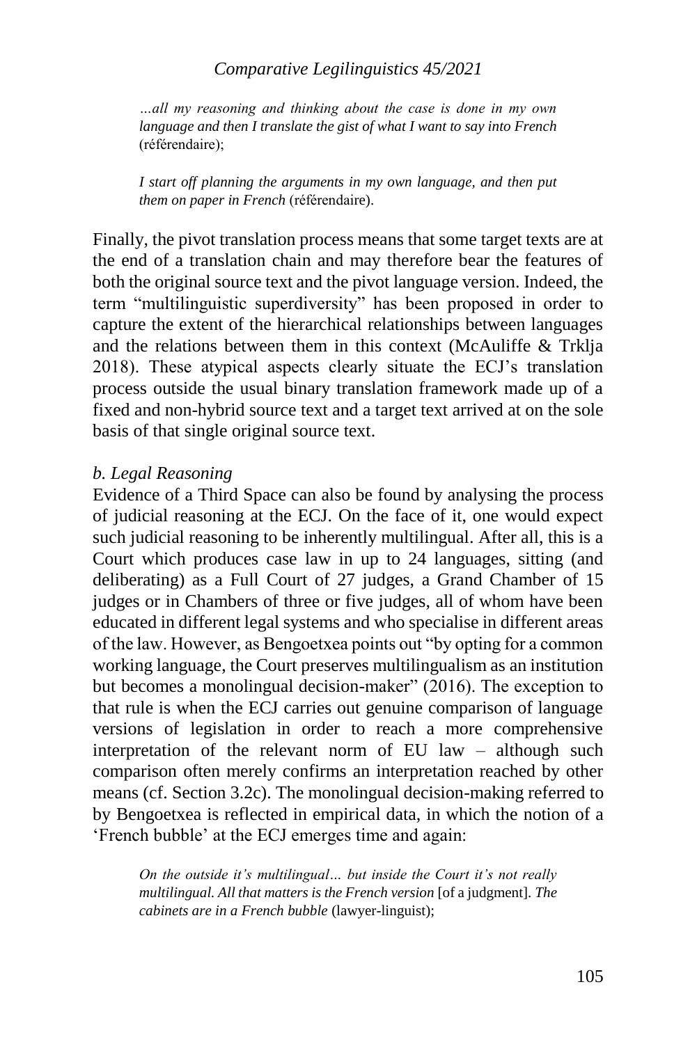> *…all my reasoning and thinking about the case is done in my own language and then I translate the gist of what I want to say into French* (référendaire);
>
> *I start off planning the arguments in my own language, and then put them on paper in French* (référendaire).

Finally, the pivot translation process means that some target texts are at the end of a translation chain and may therefore bear the features of both the original source text and the pivot language version. Indeed, the term "multilinguistic superdiversity" has been proposed in order to capture the extent of the hierarchical relationships between languages and the relations between them in this context (McAuliffe & Trklja 2018). These atypical aspects clearly situate the ECJ's translation process outside the usual binary translation framework made up of a fixed and non-hybrid source text and a target text arrived at on the sole basis of that single original source text.

*b. Legal Reasoning*

Evidence of a Third Space can also be found by analysing the process of judicial reasoning at the ECJ. On the face of it, one would expect such judicial reasoning to be inherently multilingual. After all, this is a Court which produces case law in up to 24 languages, sitting (and deliberating) as a Full Court of 27 judges, a Grand Chamber of 15 judges or in Chambers of three or five judges, all of whom have been educated in different legal systems and who specialise in different areas of the law. However, as Bengoetxea points out "by opting for a common working language, the Court preserves multilingualism as an institution but becomes a monolingual decision-maker" (2016). The exception to that rule is when the ECJ carries out genuine comparison of language versions of legislation in order to reach a more comprehensive interpretation of the relevant norm of EU law – although such comparison often merely confirms an interpretation reached by other means (cf. Section 3.2c). The monolingual decision-making referred to by Bengoetxea is reflected in empirical data, in which the notion of a 'French bubble' at the ECJ emerges time and again:

> *On the outside it's multilingual… but inside the Court it's not really multilingual. All that matters is the French version* [of a judgment]. *The cabinets are in a French bubble* (lawyer-linguist);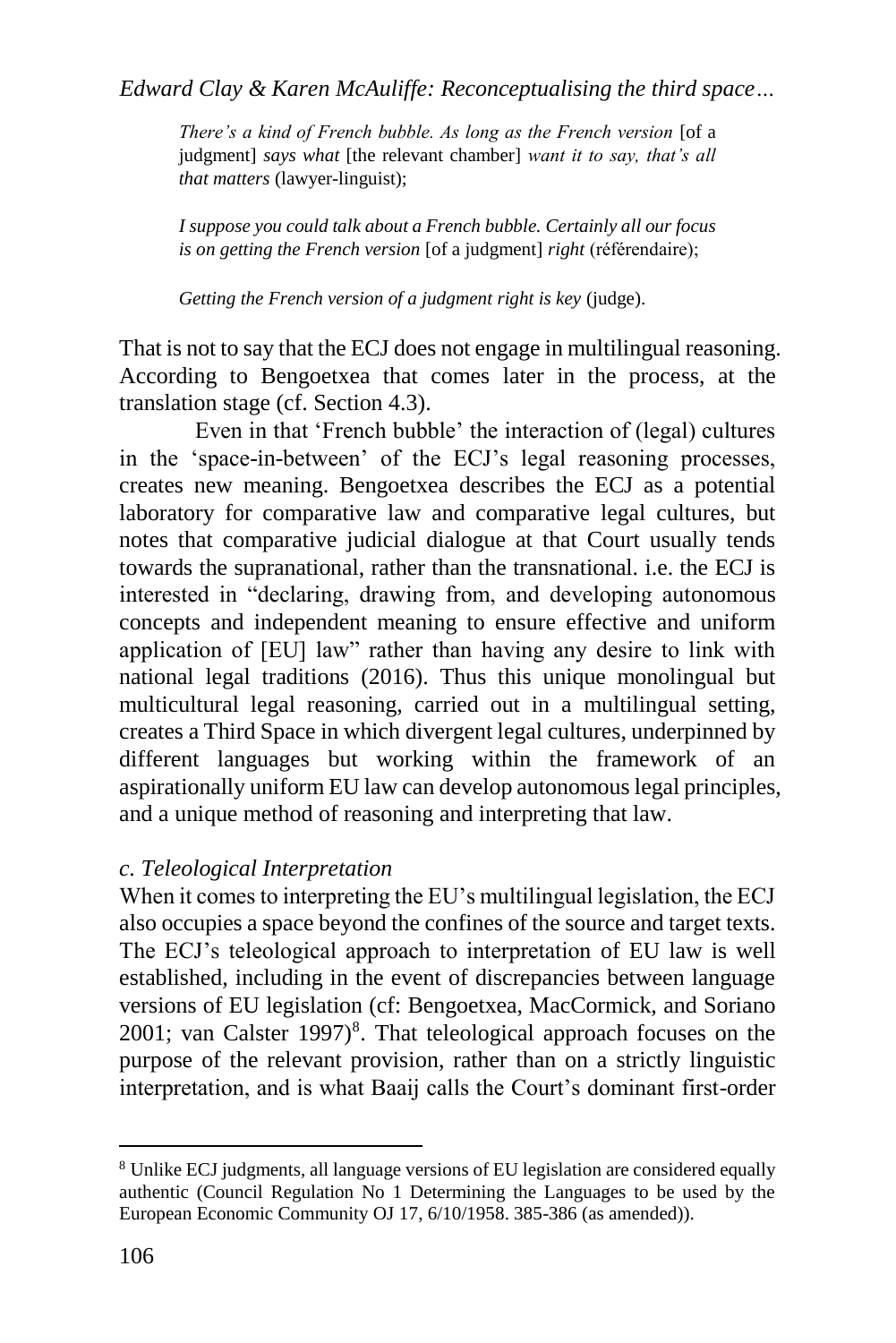*There's a kind of French bubble. As long as the French version* [of a judgment] *says what* [the relevant chamber] *want it to say, that's all that matters* (lawyer-linguist);

*I suppose you could talk about a French bubble. Certainly all our focus is on getting the French version* [of a judgment] *right* (référendaire);

*Getting the French version of a judgment right is key* (judge).

That is not to say that the ECJ does not engage in multilingual reasoning. According to Bengoetxea that comes later in the process, at the translation stage (cf. Section 4.3).

Even in that 'French bubble' the interaction of (legal) cultures in the 'space-in-between' of the ECJ's legal reasoning processes, creates new meaning. Bengoetxea describes the ECJ as a potential laboratory for comparative law and comparative legal cultures, but notes that comparative judicial dialogue at that Court usually tends towards the supranational, rather than the transnational. i.e. the ECJ is interested in "declaring, drawing from, and developing autonomous concepts and independent meaning to ensure effective and uniform application of [EU] law" rather than having any desire to link with national legal traditions (2016). Thus this unique monolingual but multicultural legal reasoning, carried out in a multilingual setting, creates a Third Space in which divergent legal cultures, underpinned by different languages but working within the framework of an aspirationally uniform EU law can develop autonomous legal principles, and a unique method of reasoning and interpreting that law.

### *c. Teleological Interpretation*

When it comes to interpreting the EU's multilingual legislation, the ECJ also occupies a space beyond the confines of the source and target texts. The ECJ's teleological approach to interpretation of EU law is well established, including in the event of discrepancies between language versions of EU legislation (cf: Bengoetxea, MacCormick, and Soriano 2001; van Calster 1997)[8]. That teleological approach focuses on the purpose of the relevant provision, rather than on a strictly linguistic interpretation, and is what Baaij calls the Court's dominant first-order

---

[8] Unlike ECJ judgments, all language versions of EU legislation are considered equally authentic (Council Regulation No 1 Determining the Languages to be used by the European Economic Community OJ 17, 6/10/1958. 385-386 (as amended)).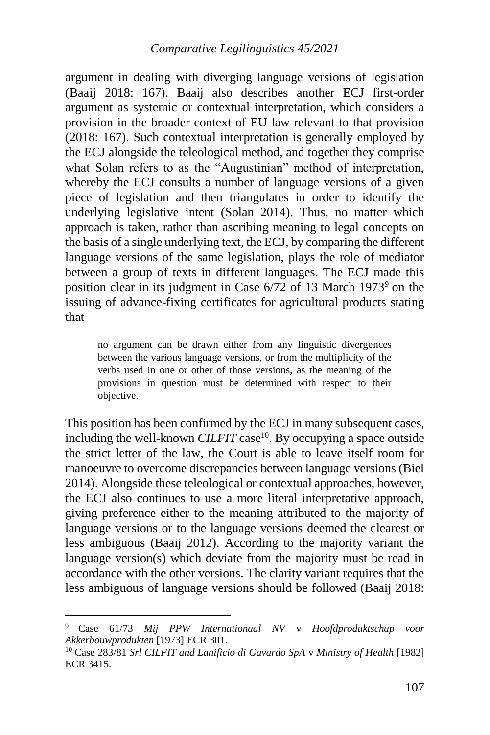argument in dealing with diverging language versions of legislation (Baaij 2018: 167). Baaij also describes another ECJ first-order argument as systemic or contextual interpretation, which considers a provision in the broader context of EU law relevant to that provision (2018: 167). Such contextual interpretation is generally employed by the ECJ alongside the teleological method, and together they comprise what Solan refers to as the "Augustinian" method of interpretation, whereby the ECJ consults a number of language versions of a given piece of legislation and then triangulates in order to identify the underlying legislative intent (Solan 2014). Thus, no matter which approach is taken, rather than ascribing meaning to legal concepts on the basis of a single underlying text, the ECJ, by comparing the different language versions of the same legislation, plays the role of mediator between a group of texts in different languages. The ECJ made this position clear in its judgment in Case 6/72 of 13 March 1973[9] on the issuing of advance-fixing certificates for agricultural products stating that

> no argument can be drawn either from any linguistic divergences between the various language versions, or from the multiplicity of the verbs used in one or other of those versions, as the meaning of the provisions in question must be determined with respect to their objective.

This position has been confirmed by the ECJ in many subsequent cases, including the well-known *CILFIT* case[10]. By occupying a space outside the strict letter of the law, the Court is able to leave itself room for manoeuvre to overcome discrepancies between language versions (Biel 2014). Alongside these teleological or contextual approaches, however, the ECJ also continues to use a more literal interpretative approach, giving preference either to the meaning attributed to the majority of language versions or to the language versions deemed the clearest or less ambiguous (Baaij 2012). According to the majority variant the language version(s) which deviate from the majority must be read in accordance with the other versions. The clarity variant requires that the less ambiguous of language versions should be followed (Baaij 2018:

---

[9] Case 61/73 *Mij PPW Internationaal NV* v *Hoofdproduktschap voor Akkerbouwprodukten* [1973] ECR 301.

[10] Case 283/81 *Srl CILFIT and Lanificio di Gavardo SpA* v *Ministry of Health* [1982] ECR 3415.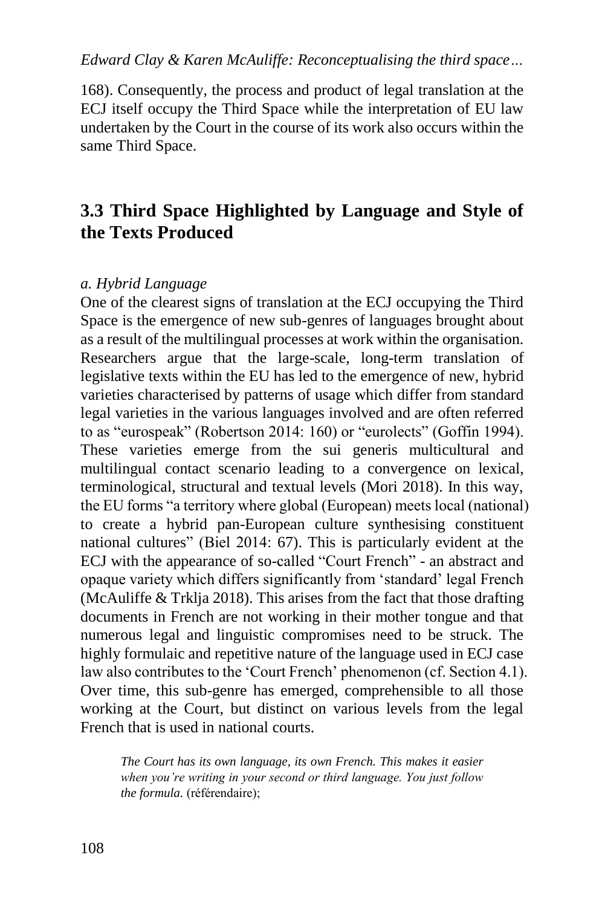168). Consequently, the process and product of legal translation at the ECJ itself occupy the Third Space while the interpretation of EU law undertaken by the Court in the course of its work also occurs within the same Third Space.

## 3.3 Third Space Highlighted by Language and Style of the Texts Produced

*a. Hybrid Language*

One of the clearest signs of translation at the ECJ occupying the Third Space is the emergence of new sub-genres of languages brought about as a result of the multilingual processes at work within the organisation. Researchers argue that the large-scale, long-term translation of legislative texts within the EU has led to the emergence of new, hybrid varieties characterised by patterns of usage which differ from standard legal varieties in the various languages involved and are often referred to as "eurospeak" (Robertson 2014: 160) or "eurolects" (Goffin 1994). These varieties emerge from the sui generis multicultural and multilingual contact scenario leading to a convergence on lexical, terminological, structural and textual levels (Mori 2018). In this way, the EU forms "a territory where global (European) meets local (national) to create a hybrid pan-European culture synthesising constituent national cultures" (Biel 2014: 67). This is particularly evident at the ECJ with the appearance of so-called "Court French" - an abstract and opaque variety which differs significantly from 'standard' legal French (McAuliffe & Trklja 2018). This arises from the fact that those drafting documents in French are not working in their mother tongue and that numerous legal and linguistic compromises need to be struck. The highly formulaic and repetitive nature of the language used in ECJ case law also contributes to the 'Court French' phenomenon (cf. Section 4.1). Over time, this sub-genre has emerged, comprehensible to all those working at the Court, but distinct on various levels from the legal French that is used in national courts.

> *The Court has its own language, its own French. This makes it easier when you're writing in your second or third language. You just follow the formula.* (référendaire);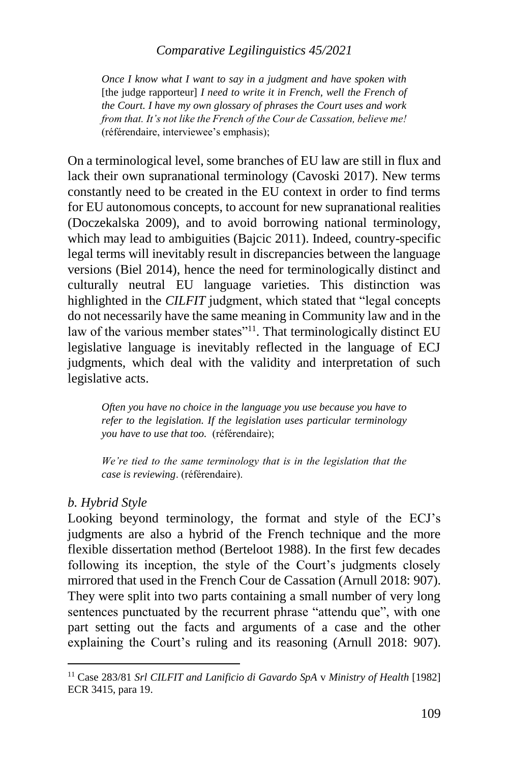*Once I know what I want to say in a judgment and have spoken with* [the judge rapporteur] *I need to write it in French, well the French of the Court. I have my own glossary of phrases the Court uses and work from that. It's not like the French of the Cour de Cassation, believe me!* (référendaire, interviewee's emphasis);

On a terminological level, some branches of EU law are still in flux and lack their own supranational terminology (Cavoski 2017). New terms constantly need to be created in the EU context in order to find terms for EU autonomous concepts, to account for new supranational realities (Doczekalska 2009), and to avoid borrowing national terminology, which may lead to ambiguities (Bajcic 2011). Indeed, country-specific legal terms will inevitably result in discrepancies between the language versions (Biel 2014), hence the need for terminologically distinct and culturally neutral EU language varieties. This distinction was highlighted in the *CILFIT* judgment, which stated that "legal concepts do not necessarily have the same meaning in Community law and in the law of the various member states"[11]. That terminologically distinct EU legislative language is inevitably reflected in the language of ECJ judgments, which deal with the validity and interpretation of such legislative acts.

*Often you have no choice in the language you use because you have to refer to the legislation. If the legislation uses particular terminology you have to use that too.* (référendaire);

*We're tied to the same terminology that is in the legislation that the case is reviewing*. (référendaire).

*b. Hybrid Style*

Looking beyond terminology, the format and style of the ECJ's judgments are also a hybrid of the French technique and the more flexible dissertation method (Berteloot 1988). In the first few decades following its inception, the style of the Court's judgments closely mirrored that used in the French Cour de Cassation (Arnull 2018: 907). They were split into two parts containing a small number of very long sentences punctuated by the recurrent phrase "attendu que", with one part setting out the facts and arguments of a case and the other explaining the Court's ruling and its reasoning (Arnull 2018: 907).

[11] Case 283/81 *Srl CILFIT and Lanificio di Gavardo SpA* v *Ministry of Health* [1982] ECR 3415, para 19.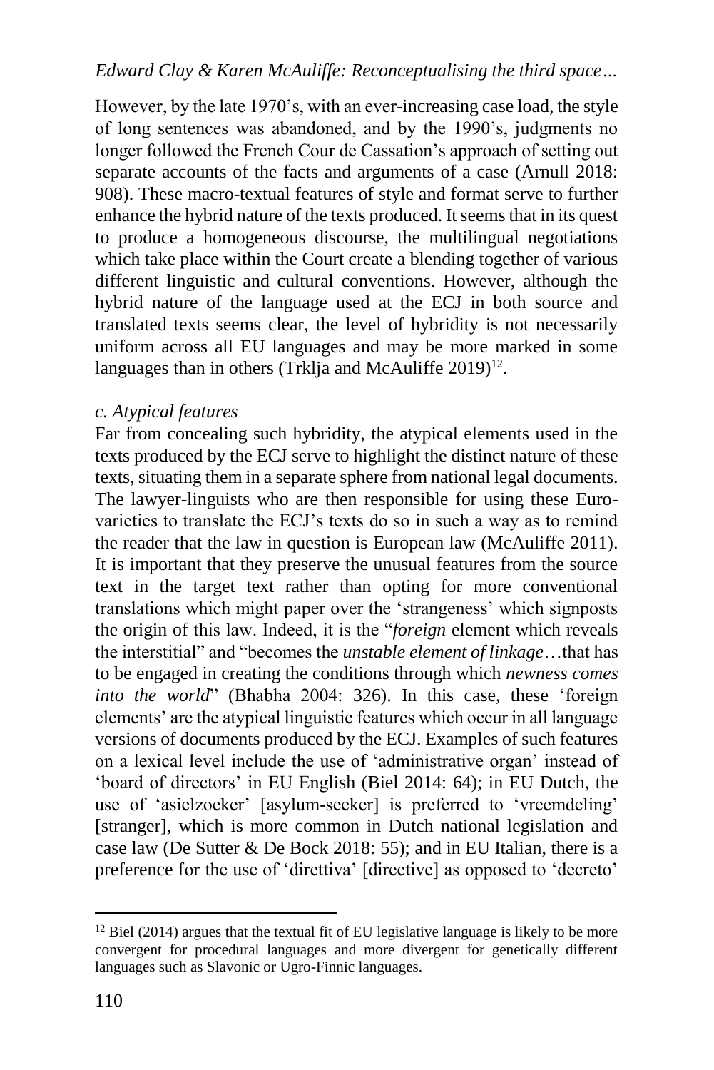However, by the late 1970's, with an ever-increasing case load, the style of long sentences was abandoned, and by the 1990's, judgments no longer followed the French Cour de Cassation's approach of setting out separate accounts of the facts and arguments of a case (Arnull 2018: 908). These macro-textual features of style and format serve to further enhance the hybrid nature of the texts produced. It seems that in its quest to produce a homogeneous discourse, the multilingual negotiations which take place within the Court create a blending together of various different linguistic and cultural conventions. However, although the hybrid nature of the language used at the ECJ in both source and translated texts seems clear, the level of hybridity is not necessarily uniform across all EU languages and may be more marked in some languages than in others (Trklja and McAuliffe 2019)[12].

*c. Atypical features*

Far from concealing such hybridity, the atypical elements used in the texts produced by the ECJ serve to highlight the distinct nature of these texts, situating them in a separate sphere from national legal documents. The lawyer-linguists who are then responsible for using these Euro-varieties to translate the ECJ's texts do so in such a way as to remind the reader that the law in question is European law (McAuliffe 2011). It is important that they preserve the unusual features from the source text in the target text rather than opting for more conventional translations which might paper over the 'strangeness' which signposts the origin of this law. Indeed, it is the "*foreign* element which reveals the interstitial" and "becomes the *unstable element of linkage*…that has to be engaged in creating the conditions through which *newness comes into the world*" (Bhabha 2004: 326). In this case, these 'foreign elements' are the atypical linguistic features which occur in all language versions of documents produced by the ECJ. Examples of such features on a lexical level include the use of 'administrative organ' instead of 'board of directors' in EU English (Biel 2014: 64); in EU Dutch, the use of 'asielzoeker' [asylum-seeker] is preferred to 'vreemdeling' [stranger], which is more common in Dutch national legislation and case law (De Sutter & De Bock 2018: 55); and in EU Italian, there is a preference for the use of 'direttiva' [directive] as opposed to 'decreto'

[12] Biel (2014) argues that the textual fit of EU legislative language is likely to be more convergent for procedural languages and more divergent for genetically different languages such as Slavonic or Ugro-Finnic languages.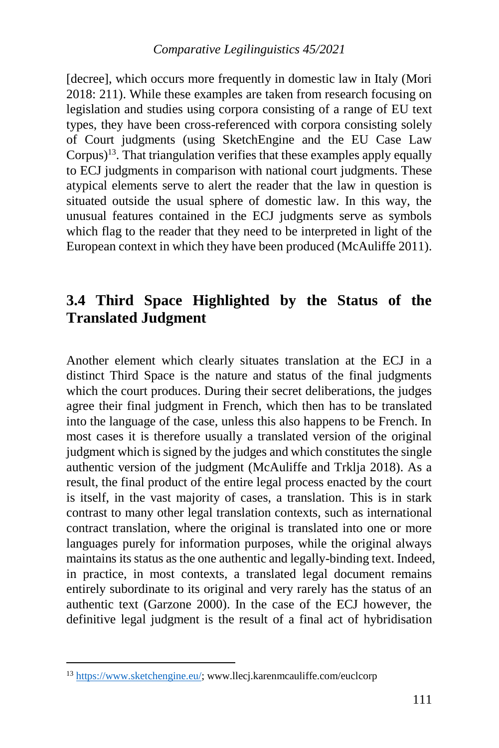[decree], which occurs more frequently in domestic law in Italy (Mori 2018: 211). While these examples are taken from research focusing on legislation and studies using corpora consisting of a range of EU text types, they have been cross-referenced with corpora consisting solely of Court judgments (using SketchEngine and the EU Case Law Corpus)[13]. That triangulation verifies that these examples apply equally to ECJ judgments in comparison with national court judgments. These atypical elements serve to alert the reader that the law in question is situated outside the usual sphere of domestic law. In this way, the unusual features contained in the ECJ judgments serve as symbols which flag to the reader that they need to be interpreted in light of the European context in which they have been produced (McAuliffe 2011).

## 3.4 Third Space Highlighted by the Status of the Translated Judgment

Another element which clearly situates translation at the ECJ in a distinct Third Space is the nature and status of the final judgments which the court produces. During their secret deliberations, the judges agree their final judgment in French, which then has to be translated into the language of the case, unless this also happens to be French. In most cases it is therefore usually a translated version of the original judgment which is signed by the judges and which constitutes the single authentic version of the judgment (McAuliffe and Trklja 2018). As a result, the final product of the entire legal process enacted by the court is itself, in the vast majority of cases, a translation. This is in stark contrast to many other legal translation contexts, such as international contract translation, where the original is translated into one or more languages purely for information purposes, while the original always maintains its status as the one authentic and legally-binding text. Indeed, in practice, in most contexts, a translated legal document remains entirely subordinate to its original and very rarely has the status of an authentic text (Garzone 2000). In the case of the ECJ however, the definitive legal judgment is the result of a final act of hybridisation

[13] https://www.sketchengine.eu/; www.llecj.karenmcauliffe.com/euclcorp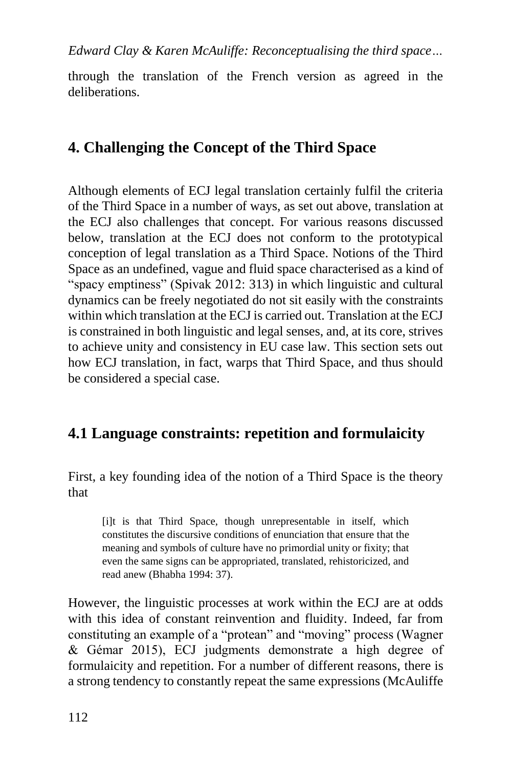through the translation of the French version as agreed in the deliberations.

## 4. Challenging the Concept of the Third Space

Although elements of ECJ legal translation certainly fulfil the criteria of the Third Space in a number of ways, as set out above, translation at the ECJ also challenges that concept. For various reasons discussed below, translation at the ECJ does not conform to the prototypical conception of legal translation as a Third Space. Notions of the Third Space as an undefined, vague and fluid space characterised as a kind of "spacy emptiness" (Spivak 2012: 313) in which linguistic and cultural dynamics can be freely negotiated do not sit easily with the constraints within which translation at the ECJ is carried out. Translation at the ECJ is constrained in both linguistic and legal senses, and, at its core, strives to achieve unity and consistency in EU case law. This section sets out how ECJ translation, in fact, warps that Third Space, and thus should be considered a special case.

### 4.1 Language constraints: repetition and formulaicity

First, a key founding idea of the notion of a Third Space is the theory that

> [i]t is that Third Space, though unrepresentable in itself, which constitutes the discursive conditions of enunciation that ensure that the meaning and symbols of culture have no primordial unity or fixity; that even the same signs can be appropriated, translated, rehistoricized, and read anew (Bhabha 1994: 37).

However, the linguistic processes at work within the ECJ are at odds with this idea of constant reinvention and fluidity. Indeed, far from constituting an example of a "protean" and "moving" process (Wagner & Gémar 2015), ECJ judgments demonstrate a high degree of formulaicity and repetition. For a number of different reasons, there is a strong tendency to constantly repeat the same expressions (McAuliffe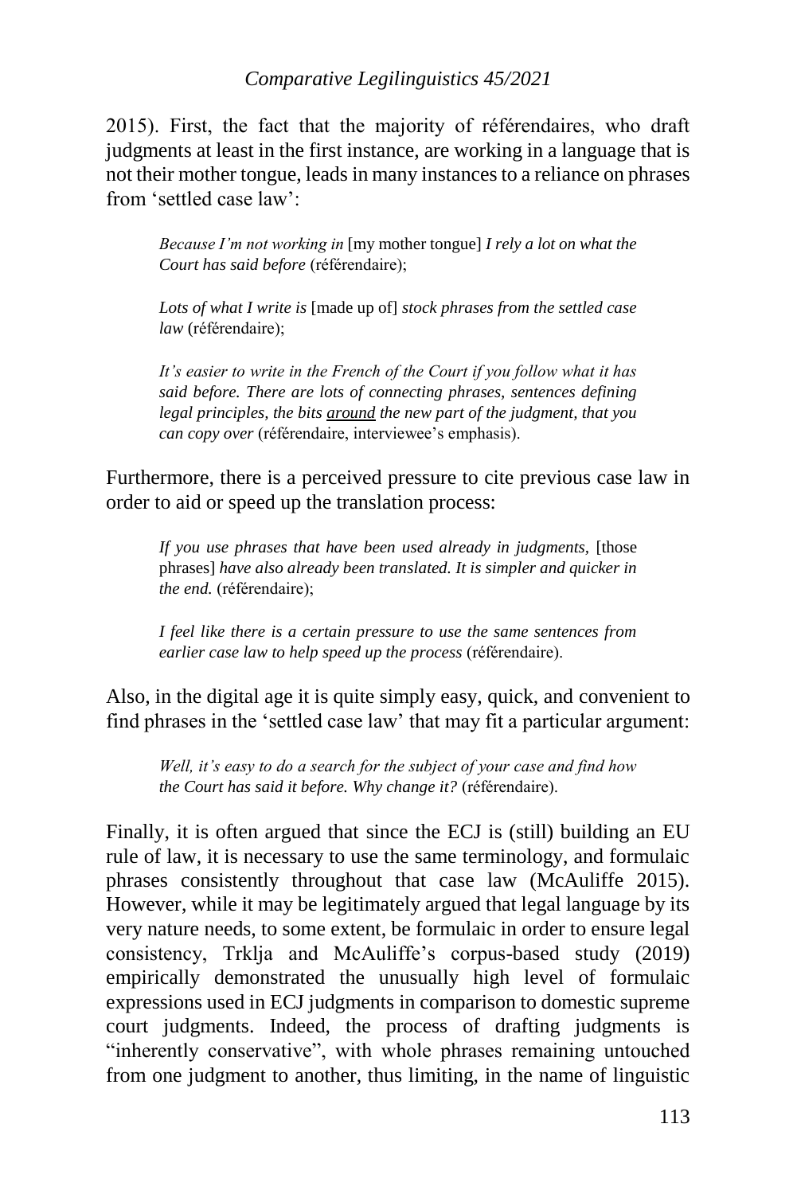2015). First, the fact that the majority of référendaires, who draft judgments at least in the first instance, are working in a language that is not their mother tongue, leads in many instances to a reliance on phrases from 'settled case law':

> *Because I'm not working in* [my mother tongue] *I rely a lot on what the Court has said before* (référendaire);
>
> *Lots of what I write is* [made up of] *stock phrases from the settled case law* (référendaire);
>
> *It's easier to write in the French of the Court if you follow what it has said before. There are lots of connecting phrases, sentences defining legal principles, the bits* <u>*around*</u> *the new part of the judgment, that you can copy over* (référendaire, interviewee's emphasis).

Furthermore, there is a perceived pressure to cite previous case law in order to aid or speed up the translation process:

> *If you use phrases that have been used already in judgments,* [those phrases] *have also already been translated. It is simpler and quicker in the end.* (référendaire);
>
> *I feel like there is a certain pressure to use the same sentences from earlier case law to help speed up the process* (référendaire).

Also, in the digital age it is quite simply easy, quick, and convenient to find phrases in the 'settled case law' that may fit a particular argument:

> *Well, it's easy to do a search for the subject of your case and find how the Court has said it before. Why change it?* (référendaire).

Finally, it is often argued that since the ECJ is (still) building an EU rule of law, it is necessary to use the same terminology, and formulaic phrases consistently throughout that case law (McAuliffe 2015). However, while it may be legitimately argued that legal language by its very nature needs, to some extent, be formulaic in order to ensure legal consistency, Trklja and McAuliffe's corpus-based study (2019) empirically demonstrated the unusually high level of formulaic expressions used in ECJ judgments in comparison to domestic supreme court judgments. Indeed, the process of drafting judgments is "inherently conservative", with whole phrases remaining untouched from one judgment to another, thus limiting, in the name of linguistic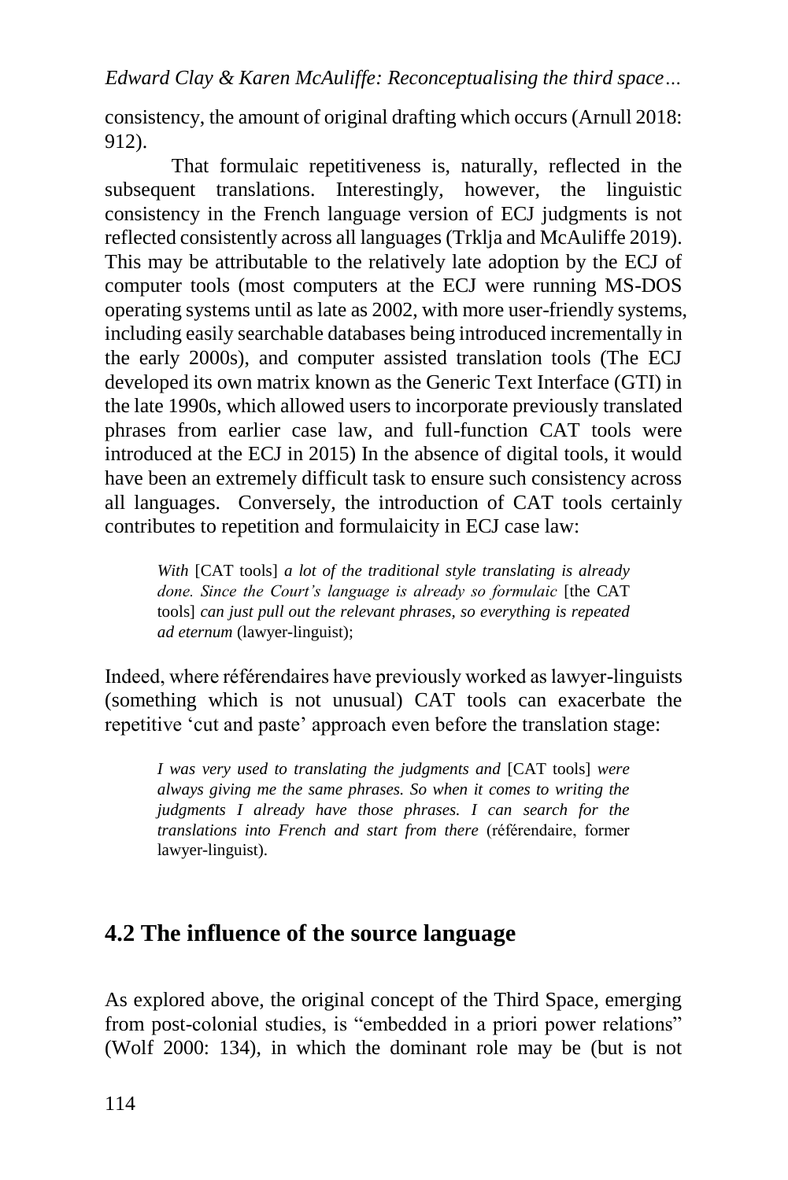consistency, the amount of original drafting which occurs (Arnull 2018: 912).

That formulaic repetitiveness is, naturally, reflected in the subsequent translations. Interestingly, however, the linguistic consistency in the French language version of ECJ judgments is not reflected consistently across all languages (Trklja and McAuliffe 2019). This may be attributable to the relatively late adoption by the ECJ of computer tools (most computers at the ECJ were running MS-DOS operating systems until as late as 2002, with more user-friendly systems, including easily searchable databases being introduced incrementally in the early 2000s), and computer assisted translation tools (The ECJ developed its own matrix known as the Generic Text Interface (GTI) in the late 1990s, which allowed users to incorporate previously translated phrases from earlier case law, and full-function CAT tools were introduced at the ECJ in 2015) In the absence of digital tools, it would have been an extremely difficult task to ensure such consistency across all languages. Conversely, the introduction of CAT tools certainly contributes to repetition and formulaicity in ECJ case law:

> *With* [CAT tools] *a lot of the traditional style translating is already done. Since the Court's language is already so formulaic* [the CAT tools] *can just pull out the relevant phrases, so everything is repeated ad eternum* (lawyer-linguist);

Indeed, where référendaires have previously worked as lawyer-linguists (something which is not unusual) CAT tools can exacerbate the repetitive 'cut and paste' approach even before the translation stage:

> *I was very used to translating the judgments and* [CAT tools] *were always giving me the same phrases. So when it comes to writing the judgments I already have those phrases. I can search for the translations into French and start from there* (référendaire, former lawyer-linguist).

## 4.2 The influence of the source language

As explored above, the original concept of the Third Space, emerging from post-colonial studies, is "embedded in a priori power relations" (Wolf 2000: 134), in which the dominant role may be (but is not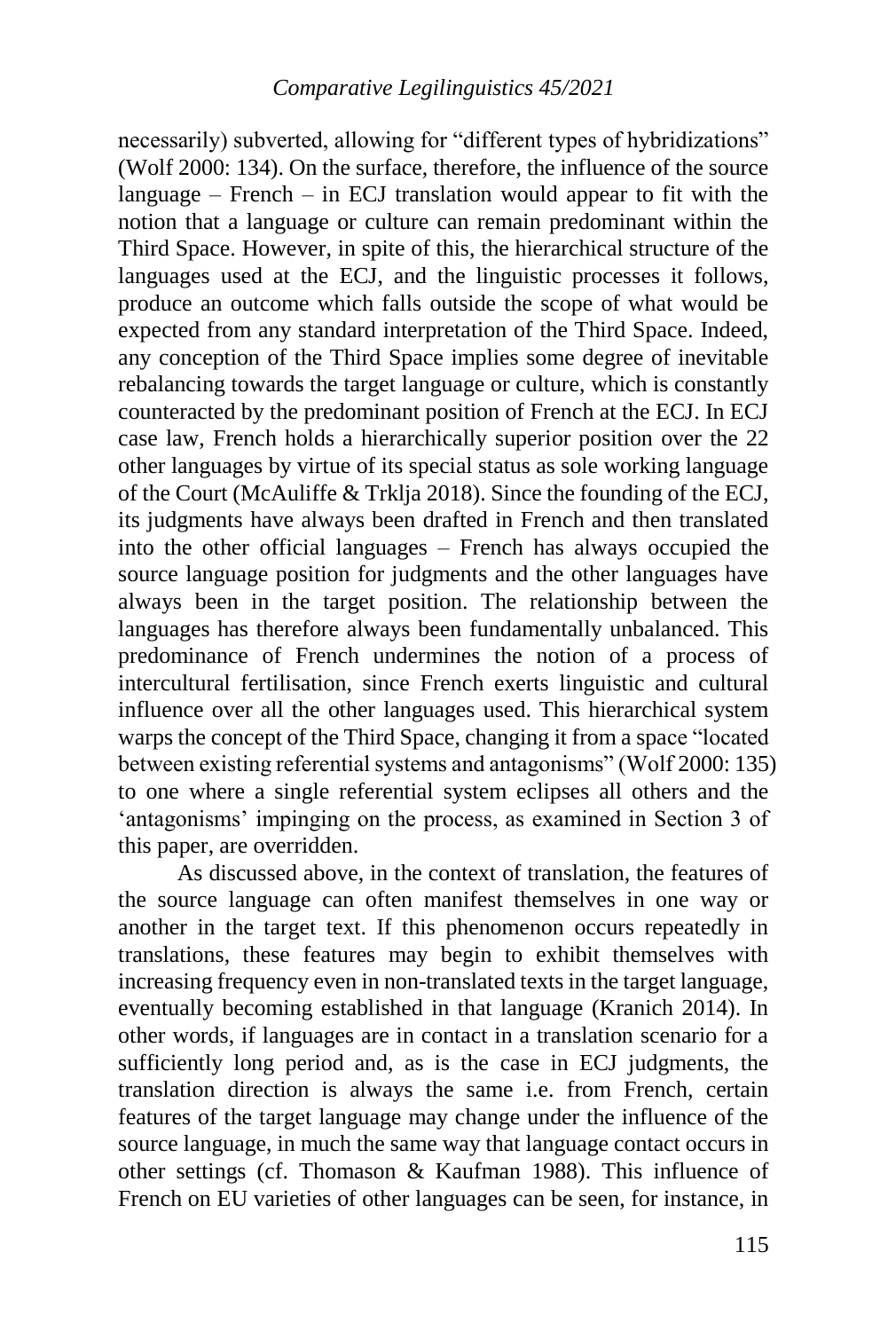necessarily) subverted, allowing for "different types of hybridizations" (Wolf 2000: 134). On the surface, therefore, the influence of the source language – French – in ECJ translation would appear to fit with the notion that a language or culture can remain predominant within the Third Space. However, in spite of this, the hierarchical structure of the languages used at the ECJ, and the linguistic processes it follows, produce an outcome which falls outside the scope of what would be expected from any standard interpretation of the Third Space. Indeed, any conception of the Third Space implies some degree of inevitable rebalancing towards the target language or culture, which is constantly counteracted by the predominant position of French at the ECJ. In ECJ case law, French holds a hierarchically superior position over the 22 other languages by virtue of its special status as sole working language of the Court (McAuliffe & Trklja 2018). Since the founding of the ECJ, its judgments have always been drafted in French and then translated into the other official languages – French has always occupied the source language position for judgments and the other languages have always been in the target position. The relationship between the languages has therefore always been fundamentally unbalanced. This predominance of French undermines the notion of a process of intercultural fertilisation, since French exerts linguistic and cultural influence over all the other languages used. This hierarchical system warps the concept of the Third Space, changing it from a space "located between existing referential systems and antagonisms" (Wolf 2000: 135) to one where a single referential system eclipses all others and the 'antagonisms' impinging on the process, as examined in Section 3 of this paper, are overridden.

As discussed above, in the context of translation, the features of the source language can often manifest themselves in one way or another in the target text. If this phenomenon occurs repeatedly in translations, these features may begin to exhibit themselves with increasing frequency even in non-translated texts in the target language, eventually becoming established in that language (Kranich 2014). In other words, if languages are in contact in a translation scenario for a sufficiently long period and, as is the case in ECJ judgments, the translation direction is always the same i.e. from French, certain features of the target language may change under the influence of the source language, in much the same way that language contact occurs in other settings (cf. Thomason & Kaufman 1988). This influence of French on EU varieties of other languages can be seen, for instance, in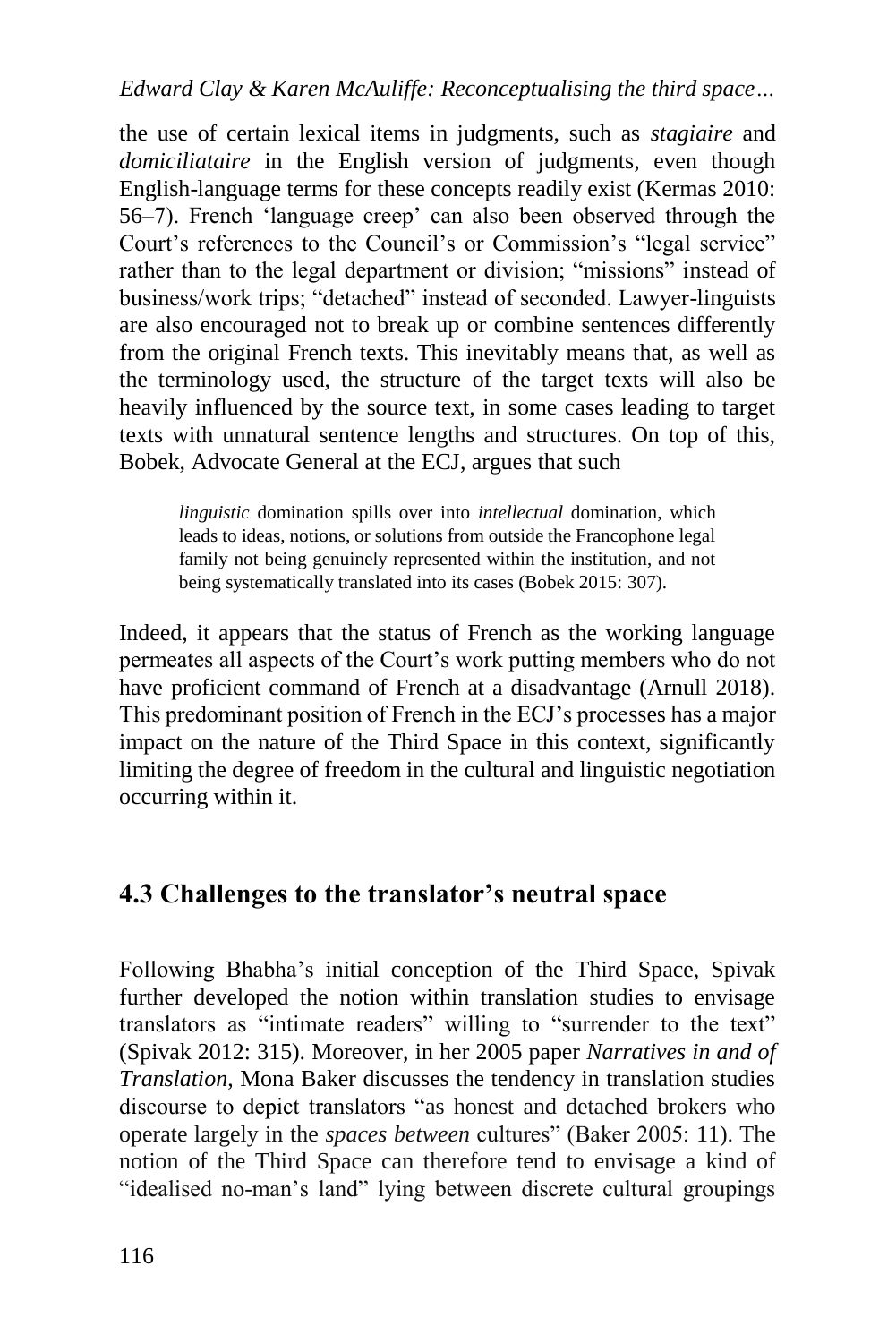the use of certain lexical items in judgments, such as *stagiaire* and *domiciliataire* in the English version of judgments, even though English-language terms for these concepts readily exist (Kermas 2010: 56–7). French 'language creep' can also been observed through the Court's references to the Council's or Commission's "legal service" rather than to the legal department or division; "missions" instead of business/work trips; "detached" instead of seconded. Lawyer-linguists are also encouraged not to break up or combine sentences differently from the original French texts. This inevitably means that, as well as the terminology used, the structure of the target texts will also be heavily influenced by the source text, in some cases leading to target texts with unnatural sentence lengths and structures. On top of this, Bobek, Advocate General at the ECJ, argues that such

> *linguistic* domination spills over into *intellectual* domination, which leads to ideas, notions, or solutions from outside the Francophone legal family not being genuinely represented within the institution, and not being systematically translated into its cases (Bobek 2015: 307).

Indeed, it appears that the status of French as the working language permeates all aspects of the Court's work putting members who do not have proficient command of French at a disadvantage (Arnull 2018). This predominant position of French in the ECJ's processes has a major impact on the nature of the Third Space in this context, significantly limiting the degree of freedom in the cultural and linguistic negotiation occurring within it.

## 4.3 Challenges to the translator's neutral space

Following Bhabha's initial conception of the Third Space, Spivak further developed the notion within translation studies to envisage translators as "intimate readers" willing to "surrender to the text" (Spivak 2012: 315). Moreover, in her 2005 paper *Narratives in and of Translation*, Mona Baker discusses the tendency in translation studies discourse to depict translators "as honest and detached brokers who operate largely in the *spaces between* cultures" (Baker 2005: 11). The notion of the Third Space can therefore tend to envisage a kind of "idealised no-man's land" lying between discrete cultural groupings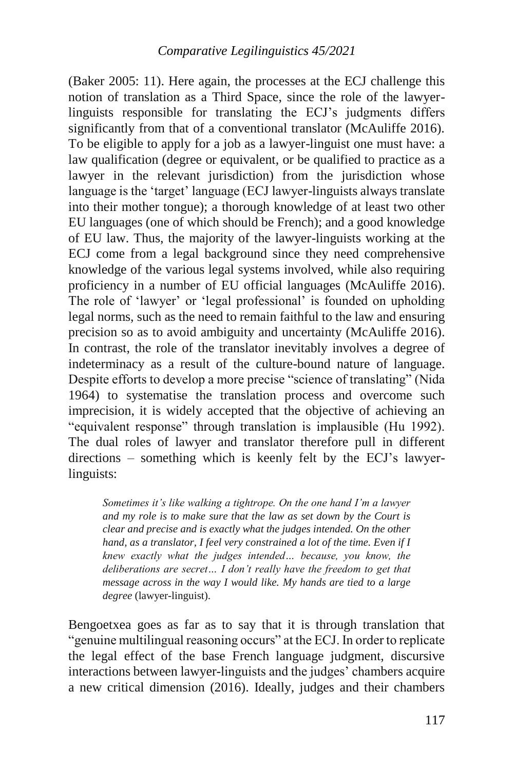(Baker 2005: 11). Here again, the processes at the ECJ challenge this notion of translation as a Third Space, since the role of the lawyer-linguists responsible for translating the ECJ's judgments differs significantly from that of a conventional translator (McAuliffe 2016). To be eligible to apply for a job as a lawyer-linguist one must have: a law qualification (degree or equivalent, or be qualified to practice as a lawyer in the relevant jurisdiction) from the jurisdiction whose language is the 'target' language (ECJ lawyer-linguists always translate into their mother tongue); a thorough knowledge of at least two other EU languages (one of which should be French); and a good knowledge of EU law. Thus, the majority of the lawyer-linguists working at the ECJ come from a legal background since they need comprehensive knowledge of the various legal systems involved, while also requiring proficiency in a number of EU official languages (McAuliffe 2016). The role of 'lawyer' or 'legal professional' is founded on upholding legal norms, such as the need to remain faithful to the law and ensuring precision so as to avoid ambiguity and uncertainty (McAuliffe 2016). In contrast, the role of the translator inevitably involves a degree of indeterminacy as a result of the culture-bound nature of language. Despite efforts to develop a more precise "science of translating" (Nida 1964) to systematise the translation process and overcome such imprecision, it is widely accepted that the objective of achieving an "equivalent response" through translation is implausible (Hu 1992). The dual roles of lawyer and translator therefore pull in different directions – something which is keenly felt by the ECJ's lawyer-linguists:

> *Sometimes it's like walking a tightrope. On the one hand I'm a lawyer and my role is to make sure that the law as set down by the Court is clear and precise and is exactly what the judges intended. On the other hand, as a translator, I feel very constrained a lot of the time. Even if I knew exactly what the judges intended… because, you know, the deliberations are secret… I don't really have the freedom to get that message across in the way I would like. My hands are tied to a large degree* (lawyer-linguist).

Bengoetxea goes as far as to say that it is through translation that "genuine multilingual reasoning occurs" at the ECJ. In order to replicate the legal effect of the base French language judgment, discursive interactions between lawyer-linguists and the judges' chambers acquire a new critical dimension (2016). Ideally, judges and their chambers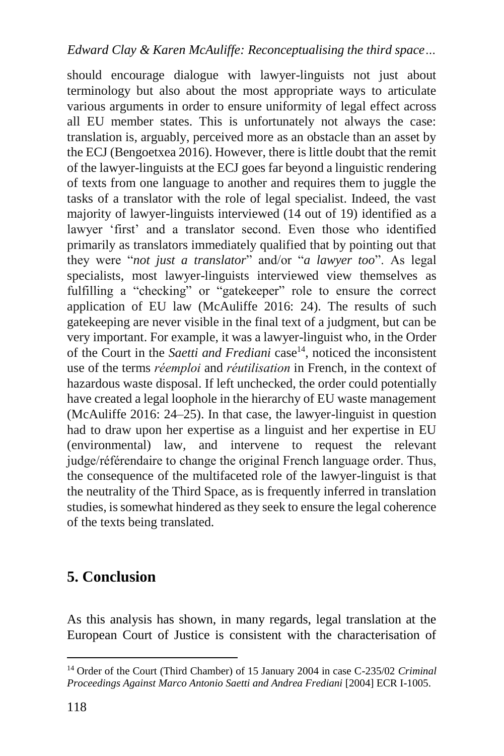should encourage dialogue with lawyer-linguists not just about terminology but also about the most appropriate ways to articulate various arguments in order to ensure uniformity of legal effect across all EU member states. This is unfortunately not always the case: translation is, arguably, perceived more as an obstacle than an asset by the ECJ (Bengoetxea 2016). However, there is little doubt that the remit of the lawyer-linguists at the ECJ goes far beyond a linguistic rendering of texts from one language to another and requires them to juggle the tasks of a translator with the role of legal specialist. Indeed, the vast majority of lawyer-linguists interviewed (14 out of 19) identified as a lawyer 'first' and a translator second. Even those who identified primarily as translators immediately qualified that by pointing out that they were "*not just a translator*" and/or "*a lawyer too*". As legal specialists, most lawyer-linguists interviewed view themselves as fulfilling a "checking" or "gatekeeper" role to ensure the correct application of EU law (McAuliffe 2016: 24). The results of such gatekeeping are never visible in the final text of a judgment, but can be very important. For example, it was a lawyer-linguist who, in the Order of the Court in the *Saetti and Frediani* case[14], noticed the inconsistent use of the terms *réemploi* and *réutilisation* in French, in the context of hazardous waste disposal. If left unchecked, the order could potentially have created a legal loophole in the hierarchy of EU waste management (McAuliffe 2016: 24–25). In that case, the lawyer-linguist in question had to draw upon her expertise as a linguist and her expertise in EU (environmental) law, and intervene to request the relevant judge/référendaire to change the original French language order. Thus, the consequence of the multifaceted role of the lawyer-linguist is that the neutrality of the Third Space, as is frequently inferred in translation studies, is somewhat hindered as they seek to ensure the legal coherence of the texts being translated.

## 5. Conclusion

As this analysis has shown, in many regards, legal translation at the European Court of Justice is consistent with the characterisation of

[14] Order of the Court (Third Chamber) of 15 January 2004 in case C-235/02 *Criminal Proceedings Against Marco Antonio Saetti and Andrea Frediani* [2004] ECR I-1005.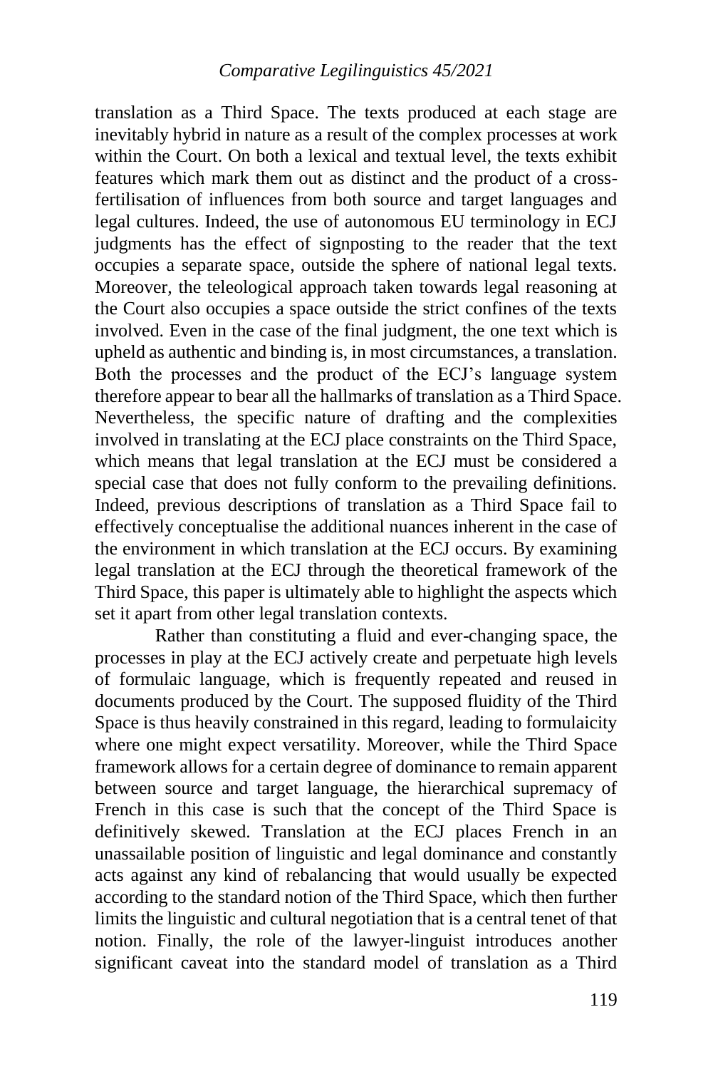translation as a Third Space. The texts produced at each stage are inevitably hybrid in nature as a result of the complex processes at work within the Court. On both a lexical and textual level, the texts exhibit features which mark them out as distinct and the product of a cross-fertilisation of influences from both source and target languages and legal cultures. Indeed, the use of autonomous EU terminology in ECJ judgments has the effect of signposting to the reader that the text occupies a separate space, outside the sphere of national legal texts. Moreover, the teleological approach taken towards legal reasoning at the Court also occupies a space outside the strict confines of the texts involved. Even in the case of the final judgment, the one text which is upheld as authentic and binding is, in most circumstances, a translation. Both the processes and the product of the ECJ's language system therefore appear to bear all the hallmarks of translation as a Third Space. Nevertheless, the specific nature of drafting and the complexities involved in translating at the ECJ place constraints on the Third Space, which means that legal translation at the ECJ must be considered a special case that does not fully conform to the prevailing definitions. Indeed, previous descriptions of translation as a Third Space fail to effectively conceptualise the additional nuances inherent in the case of the environment in which translation at the ECJ occurs. By examining legal translation at the ECJ through the theoretical framework of the Third Space, this paper is ultimately able to highlight the aspects which set it apart from other legal translation contexts.

Rather than constituting a fluid and ever-changing space, the processes in play at the ECJ actively create and perpetuate high levels of formulaic language, which is frequently repeated and reused in documents produced by the Court. The supposed fluidity of the Third Space is thus heavily constrained in this regard, leading to formulaicity where one might expect versatility. Moreover, while the Third Space framework allows for a certain degree of dominance to remain apparent between source and target language, the hierarchical supremacy of French in this case is such that the concept of the Third Space is definitively skewed. Translation at the ECJ places French in an unassailable position of linguistic and legal dominance and constantly acts against any kind of rebalancing that would usually be expected according to the standard notion of the Third Space, which then further limits the linguistic and cultural negotiation that is a central tenet of that notion. Finally, the role of the lawyer-linguist introduces another significant caveat into the standard model of translation as a Third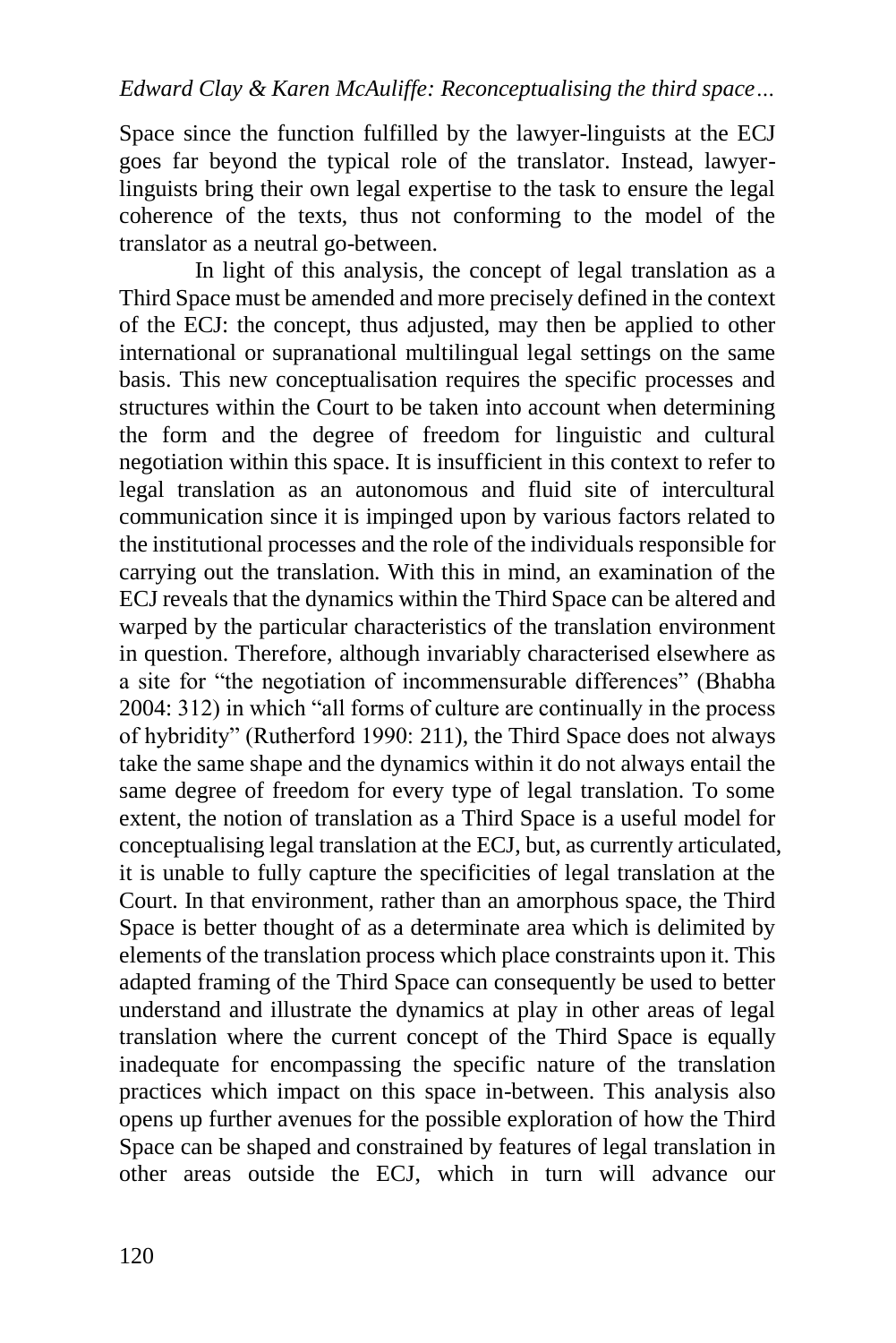Space since the function fulfilled by the lawyer-linguists at the ECJ goes far beyond the typical role of the translator. Instead, lawyer-linguists bring their own legal expertise to the task to ensure the legal coherence of the texts, thus not conforming to the model of the translator as a neutral go-between.

In light of this analysis, the concept of legal translation as a Third Space must be amended and more precisely defined in the context of the ECJ: the concept, thus adjusted, may then be applied to other international or supranational multilingual legal settings on the same basis. This new conceptualisation requires the specific processes and structures within the Court to be taken into account when determining the form and the degree of freedom for linguistic and cultural negotiation within this space. It is insufficient in this context to refer to legal translation as an autonomous and fluid site of intercultural communication since it is impinged upon by various factors related to the institutional processes and the role of the individuals responsible for carrying out the translation. With this in mind, an examination of the ECJ reveals that the dynamics within the Third Space can be altered and warped by the particular characteristics of the translation environment in question. Therefore, although invariably characterised elsewhere as a site for "the negotiation of incommensurable differences" (Bhabha 2004: 312) in which "all forms of culture are continually in the process of hybridity" (Rutherford 1990: 211), the Third Space does not always take the same shape and the dynamics within it do not always entail the same degree of freedom for every type of legal translation. To some extent, the notion of translation as a Third Space is a useful model for conceptualising legal translation at the ECJ, but, as currently articulated, it is unable to fully capture the specificities of legal translation at the Court. In that environment, rather than an amorphous space, the Third Space is better thought of as a determinate area which is delimited by elements of the translation process which place constraints upon it. This adapted framing of the Third Space can consequently be used to better understand and illustrate the dynamics at play in other areas of legal translation where the current concept of the Third Space is equally inadequate for encompassing the specific nature of the translation practices which impact on this space in-between. This analysis also opens up further avenues for the possible exploration of how the Third Space can be shaped and constrained by features of legal translation in other areas outside the ECJ, which in turn will advance our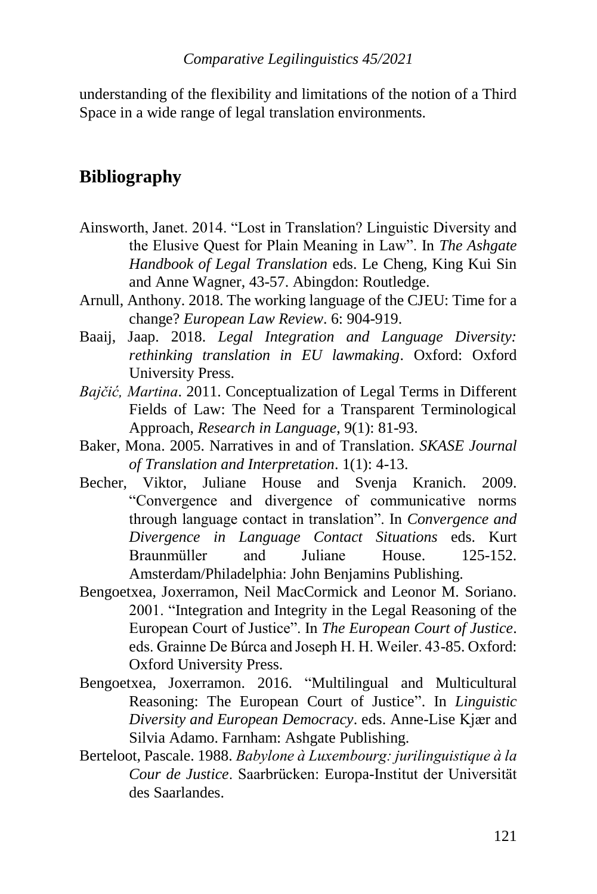understanding of the flexibility and limitations of the notion of a Third Space in a wide range of legal translation environments.

## Bibliography

Ainsworth, Janet. 2014. "Lost in Translation? Linguistic Diversity and the Elusive Quest for Plain Meaning in Law". In *The Ashgate Handbook of Legal Translation* eds. Le Cheng, King Kui Sin and Anne Wagner, 43-57. Abingdon: Routledge.

Arnull, Anthony. 2018. The working language of the CJEU: Time for a change? *European Law Review*. 6: 904-919.

Baaij, Jaap. 2018. *Legal Integration and Language Diversity: rethinking translation in EU lawmaking*. Oxford: Oxford University Press.

*Bajčić, Martina*. 2011. Conceptualization of Legal Terms in Different Fields of Law: The Need for a Transparent Terminological Approach, *Research in Language*, 9(1): 81-93.

Baker, Mona. 2005. Narratives in and of Translation. *SKASE Journal of Translation and Interpretation*. 1(1): 4-13.

Becher, Viktor, Juliane House and Svenja Kranich. 2009. "Convergence and divergence of communicative norms through language contact in translation". In *Convergence and Divergence in Language Contact Situations* eds. Kurt Braunmüller and Juliane House. 125-152. Amsterdam/Philadelphia: John Benjamins Publishing.

Bengoetxea, Joxerramon, Neil MacCormick and Leonor M. Soriano. 2001. "Integration and Integrity in the Legal Reasoning of the European Court of Justice". In *The European Court of Justice*. eds. Grainne De Búrca and Joseph H. H. Weiler. 43-85. Oxford: Oxford University Press.

Bengoetxea, Joxerramon. 2016. "Multilingual and Multicultural Reasoning: The European Court of Justice". In *Linguistic Diversity and European Democracy*. eds. Anne-Lise Kjær and Silvia Adamo. Farnham: Ashgate Publishing.

Berteloot, Pascale. 1988. *Babylone à Luxembourg: jurilinguistique à la Cour de Justice*. Saarbrücken: Europa-Institut der Universität des Saarlandes.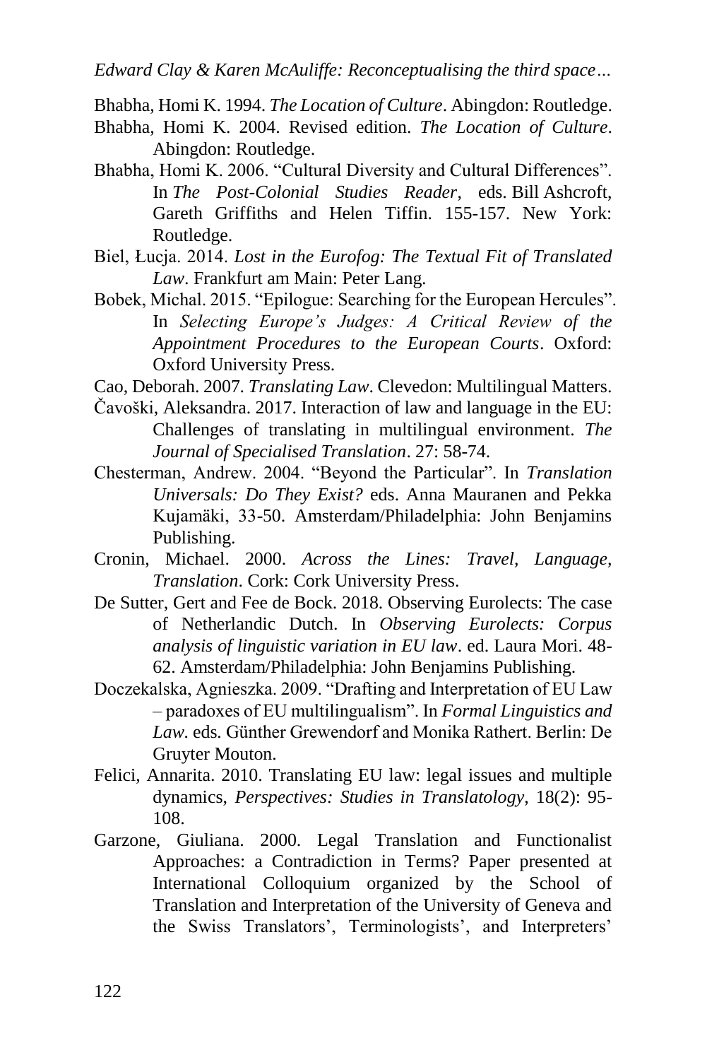Bhabha, Homi K. 1994. *The Location of Culture*. Abingdon: Routledge.

Bhabha, Homi K. 2004. Revised edition. *The Location of Culture*. Abingdon: Routledge.

Bhabha, Homi K. 2006. "Cultural Diversity and Cultural Differences". In *The Post-Colonial Studies Reader*, eds. Bill Ashcroft, Gareth Griffiths and Helen Tiffin. 155-157. New York: Routledge.

Biel, Łucja. 2014. *Lost in the Eurofog: The Textual Fit of Translated Law*. Frankfurt am Main: Peter Lang.

Bobek, Michal. 2015. "Epilogue: Searching for the European Hercules". In *Selecting Europe's Judges: A Critical Review of the Appointment Procedures to the European Courts*. Oxford: Oxford University Press.

Cao, Deborah. 2007. *Translating Law*. Clevedon: Multilingual Matters.

Čavoški, Aleksandra. 2017. Interaction of law and language in the EU: Challenges of translating in multilingual environment. *The Journal of Specialised Translation*. 27: 58-74.

Chesterman, Andrew. 2004. "Beyond the Particular". In *Translation Universals: Do They Exist?* eds. Anna Mauranen and Pekka Kujamäki, 33-50. Amsterdam/Philadelphia: John Benjamins Publishing.

Cronin, Michael. 2000. *Across the Lines: Travel, Language, Translation*. Cork: Cork University Press.

De Sutter, Gert and Fee de Bock. 2018. Observing Eurolects: The case of Netherlandic Dutch. In *Observing Eurolects: Corpus analysis of linguistic variation in EU law*. ed. Laura Mori. 48-62. Amsterdam/Philadelphia: John Benjamins Publishing.

Doczekalska, Agnieszka. 2009. "Drafting and Interpretation of EU Law – paradoxes of EU multilingualism". In *Formal Linguistics and Law*. eds. Günther Grewendorf and Monika Rathert. Berlin: De Gruyter Mouton.

Felici, Annarita. 2010. Translating EU law: legal issues and multiple dynamics, *Perspectives: Studies in Translatology*, 18(2): 95-108.

Garzone, Giuliana. 2000. Legal Translation and Functionalist Approaches: a Contradiction in Terms? Paper presented at International Colloquium organized by the School of Translation and Interpretation of the University of Geneva and the Swiss Translators', Terminologists', and Interpreters'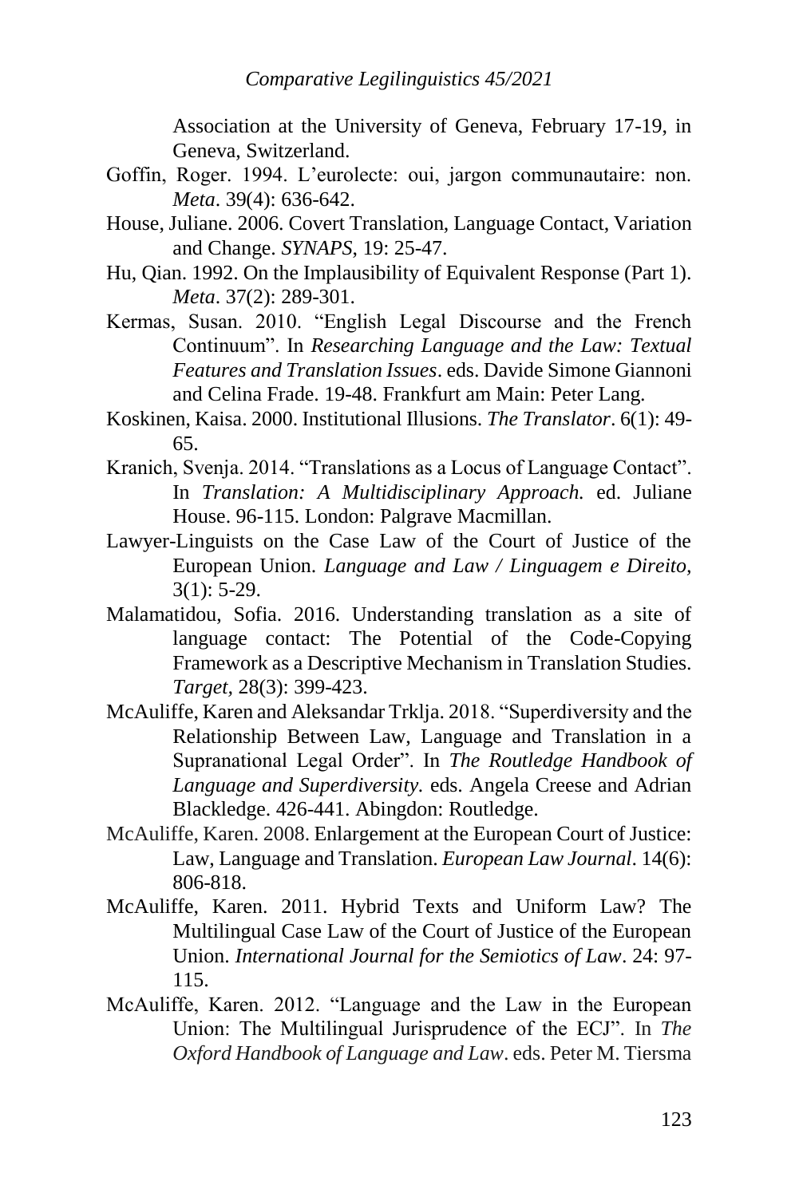Association at the University of Geneva, February 17-19, in Geneva, Switzerland.

Goffin, Roger. 1994. L'eurolecte: oui, jargon communautaire: non. *Meta*. 39(4): 636-642.

House, Juliane. 2006. Covert Translation, Language Contact, Variation and Change. *SYNAPS*, 19: 25-47.

Hu, Qian. 1992. On the Implausibility of Equivalent Response (Part 1). *Meta*. 37(2): 289-301.

Kermas, Susan. 2010. "English Legal Discourse and the French Continuum". In *Researching Language and the Law: Textual Features and Translation Issues*. eds. Davide Simone Giannoni and Celina Frade. 19-48. Frankfurt am Main: Peter Lang.

Koskinen, Kaisa. 2000. Institutional Illusions. *The Translator*. 6(1): 49-65.

Kranich, Svenja. 2014. "Translations as a Locus of Language Contact". In *Translation: A Multidisciplinary Approach.* ed. Juliane House. 96-115. London: Palgrave Macmillan.

Lawyer-Linguists on the Case Law of the Court of Justice of the European Union. *Language and Law / Linguagem e Direito*, 3(1): 5-29.

Malamatidou, Sofia. 2016. Understanding translation as a site of language contact: The Potential of the Code-Copying Framework as a Descriptive Mechanism in Translation Studies. *Target,* 28(3): 399-423.

McAuliffe, Karen and Aleksandar Trklja. 2018. "Superdiversity and the Relationship Between Law, Language and Translation in a Supranational Legal Order". In *The Routledge Handbook of Language and Superdiversity.* eds. Angela Creese and Adrian Blackledge. 426-441. Abingdon: Routledge.

McAuliffe, Karen. 2008. Enlargement at the European Court of Justice: Law, Language and Translation. *European Law Journal*. 14(6): 806-818.

McAuliffe, Karen. 2011. Hybrid Texts and Uniform Law? The Multilingual Case Law of the Court of Justice of the European Union. *International Journal for the Semiotics of Law*. 24: 97-115.

McAuliffe, Karen. 2012. "Language and the Law in the European Union: The Multilingual Jurisprudence of the ECJ". In *The Oxford Handbook of Language and Law*. eds. Peter M. Tiersma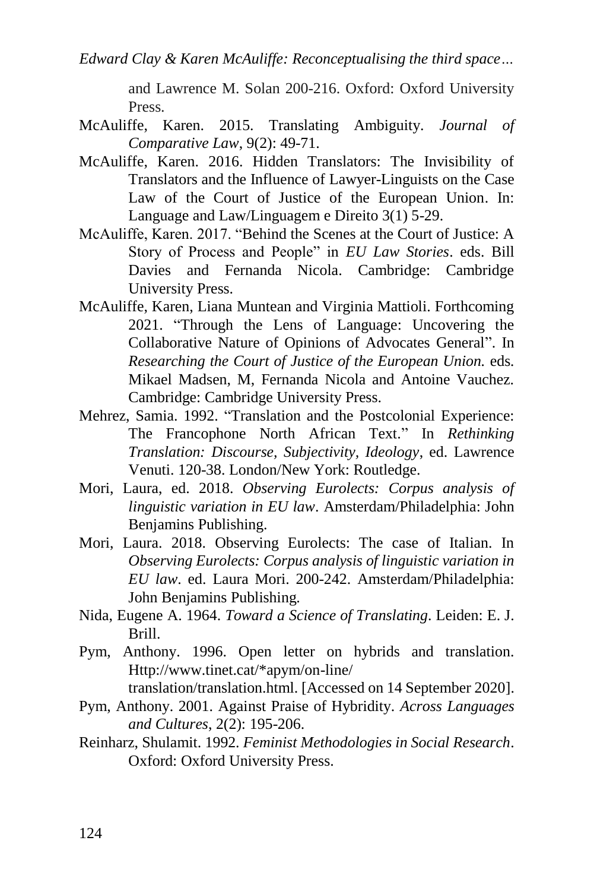and Lawrence M. Solan 200-216. Oxford: Oxford University Press.

McAuliffe, Karen. 2015. Translating Ambiguity. *Journal of Comparative Law*, 9(2): 49-71.

McAuliffe, Karen. 2016. Hidden Translators: The Invisibility of Translators and the Influence of Lawyer-Linguists on the Case Law of the Court of Justice of the European Union. In: Language and Law/Linguagem e Direito 3(1) 5-29.

McAuliffe, Karen. 2017. "Behind the Scenes at the Court of Justice: A Story of Process and People" in *EU Law Stories*. eds. Bill Davies and Fernanda Nicola. Cambridge: Cambridge University Press.

McAuliffe, Karen, Liana Muntean and Virginia Mattioli. Forthcoming 2021. "Through the Lens of Language: Uncovering the Collaborative Nature of Opinions of Advocates General". In *Researching the Court of Justice of the European Union.* eds. Mikael Madsen, M, Fernanda Nicola and Antoine Vauchez. Cambridge: Cambridge University Press.

Mehrez, Samia. 1992. "Translation and the Postcolonial Experience: The Francophone North African Text." In *Rethinking Translation: Discourse, Subjectivity, Ideology*, ed. Lawrence Venuti. 120-38. London/New York: Routledge.

Mori, Laura, ed. 2018. *Observing Eurolects: Corpus analysis of linguistic variation in EU law*. Amsterdam/Philadelphia: John Benjamins Publishing.

Mori, Laura. 2018. Observing Eurolects: The case of Italian. In *Observing Eurolects: Corpus analysis of linguistic variation in EU law*. ed. Laura Mori. 200-242. Amsterdam/Philadelphia: John Benjamins Publishing.

Nida, Eugene A. 1964. *Toward a Science of Translating*. Leiden: E. J. Brill.

Pym, Anthony. 1996. Open letter on hybrids and translation. Http://www.tinet.cat/*apym/on-line/translation/translation.html. [Accessed on 14 September 2020].

Pym, Anthony. 2001. Against Praise of Hybridity. *Across Languages and Cultures*, 2(2): 195-206.

Reinharz, Shulamit. 1992. *Feminist Methodologies in Social Research*. Oxford: Oxford University Press.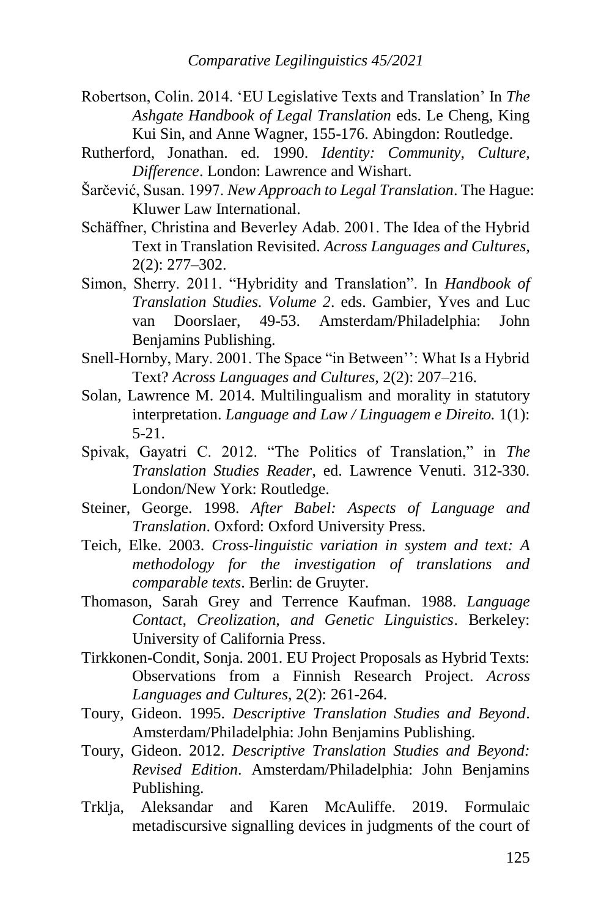Robertson, Colin. 2014. 'EU Legislative Texts and Translation' In *The Ashgate Handbook of Legal Translation* eds. Le Cheng, King Kui Sin, and Anne Wagner, 155-176. Abingdon: Routledge.

Rutherford, Jonathan. ed. 1990. *Identity: Community, Culture, Difference*. London: Lawrence and Wishart.

Šarčević, Susan. 1997. *New Approach to Legal Translation*. The Hague: Kluwer Law International.

Schäffner, Christina and Beverley Adab. 2001. The Idea of the Hybrid Text in Translation Revisited. *Across Languages and Cultures,* 2(2): 277–302.

Simon, Sherry. 2011. "Hybridity and Translation". In *Handbook of Translation Studies. Volume 2*. eds. Gambier, Yves and Luc van Doorslaer, 49-53. Amsterdam/Philadelphia: John Benjamins Publishing.

Snell-Hornby, Mary. 2001. The Space "in Between'': What Is a Hybrid Text? *Across Languages and Cultures*, 2(2): 207–216.

Solan, Lawrence M. 2014. Multilingualism and morality in statutory interpretation. *Language and Law / Linguagem e Direito.* 1(1): 5-21.

Spivak, Gayatri C. 2012. "The Politics of Translation," in *The Translation Studies Reader*, ed. Lawrence Venuti. 312-330. London/New York: Routledge.

Steiner, George. 1998. *After Babel: Aspects of Language and Translation*. Oxford: Oxford University Press.

Teich, Elke. 2003. *Cross-linguistic variation in system and text: A methodology for the investigation of translations and comparable texts*. Berlin: de Gruyter.

Thomason, Sarah Grey and Terrence Kaufman. 1988. *Language Contact, Creolization, and Genetic Linguistics*. Berkeley: University of California Press.

Tirkkonen-Condit, Sonja. 2001. EU Project Proposals as Hybrid Texts: Observations from a Finnish Research Project. *Across Languages and Cultures*, 2(2): 261-264.

Toury, Gideon. 1995. *Descriptive Translation Studies and Beyond*. Amsterdam/Philadelphia: John Benjamins Publishing.

Toury, Gideon. 2012. *Descriptive Translation Studies and Beyond: Revised Edition*. Amsterdam/Philadelphia: John Benjamins Publishing.

Trklja, Aleksandar and Karen McAuliffe. 2019. Formulaic metadiscursive signalling devices in judgments of the court of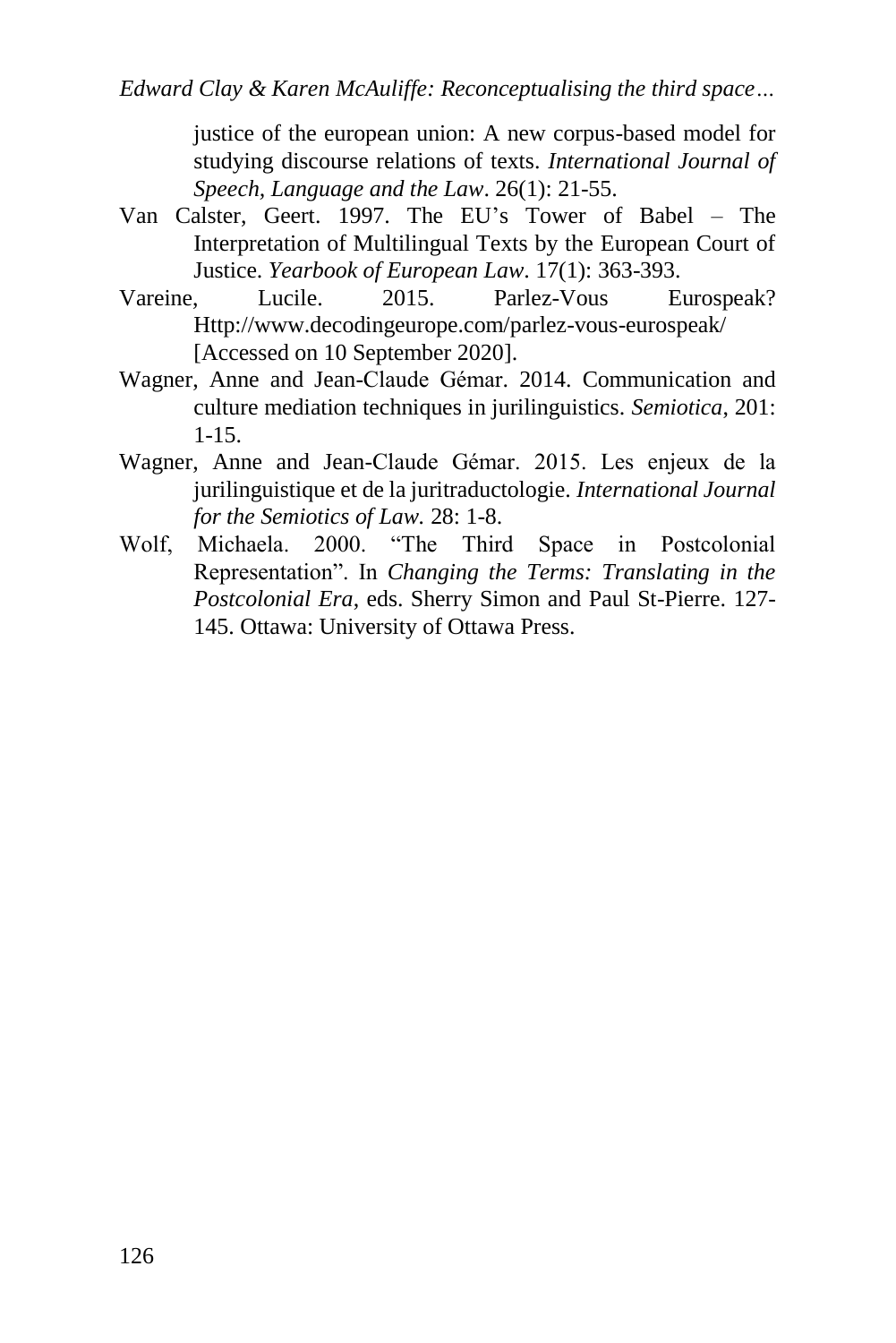justice of the european union: A new corpus-based model for studying discourse relations of texts. *International Journal of Speech, Language and the Law*. 26(1): 21-55.

Van Calster, Geert. 1997. The EU's Tower of Babel – The Interpretation of Multilingual Texts by the European Court of Justice. *Yearbook of European Law*. 17(1): 363-393.

Vareine, Lucile. 2015. Parlez-Vous Eurospeak? Http://www.decodingeurope.com/parlez-vous-eurospeak/ [Accessed on 10 September 2020].

Wagner, Anne and Jean-Claude Gémar. 2014. Communication and culture mediation techniques in jurilinguistics. *Semiotica*, 201: 1-15.

Wagner, Anne and Jean-Claude Gémar. 2015. Les enjeux de la jurilinguistique et de la juritraductologie. *International Journal for the Semiotics of Law*. 28: 1-8.

Wolf, Michaela. 2000. "The Third Space in Postcolonial Representation". In *Changing the Terms: Translating in the Postcolonial Era*, eds. Sherry Simon and Paul St-Pierre. 127-145. Ottawa: University of Ottawa Press.